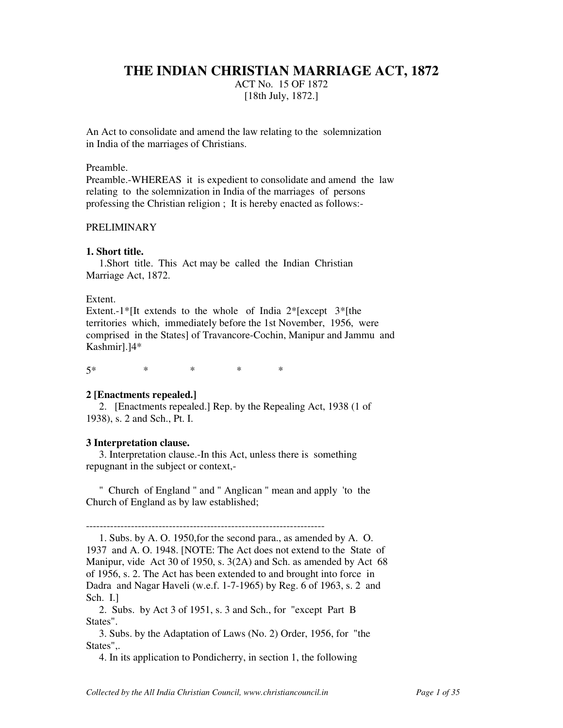# THE INDIAN CHRISTIAN MARRIAGE ACT, 1872

ACT No. 15 OF 1872

[18th July, 1872.]

An Act to consolidate and amend the law relating to the solemnization in India of the marriages of Christians.

Preamble.

Preamble.-WHEREAS it is expedient to consolidate and amend the law relating to the solemnization in India of the marriages of persons professing the Christian religion ; It is hereby enacted as follows:-

PRELIMINARY

**1. Short title.**

1.Short title. This Act may be called the Indian Christian Marriage Act, 1872.

Extent.

Extent.-1*[It extends to the whole of India 2*[except 3*[the territories which, immediately before the 1st November, 1956, were comprised in the States] of Travancore-Cochin, Manipur and Jammu and Kashmir].]4*

5* * * * *

**2 [Enactments repealed.]**

2. [Enactments repealed.] Rep. by the Repealing Act, 1938 (1 of 1938), s. 2 and Sch., Pt. I.

**3 Interpretation clause.**

3. Interpretation clause.-In this Act, unless there is something repugnant in the subject or context,-

" Church of England " and " Anglican " mean and apply 'to the Church of England as by law established;

---

1. Subs. by A. O. 1950,for the second para., as amended by A. O. 1937 and A. O. 1948. [NOTE: The Act does not extend to the State of Manipur, vide Act 30 of 1950, s. 3(2A) and Sch. as amended by Act 68 of 1956, s. 2. The Act has been extended to and brought into force in Dadra and Nagar Haveli (w.e.f. 1-7-1965) by Reg. 6 of 1963, s. 2 and Sch. I.]

2. Subs. by Act 3 of 1951, s. 3 and Sch., for "except Part B States".

3. Subs. by the Adaptation of Laws (No. 2) Order, 1956, for "the States",.

4. In its application to Pondicherry, in section 1, the following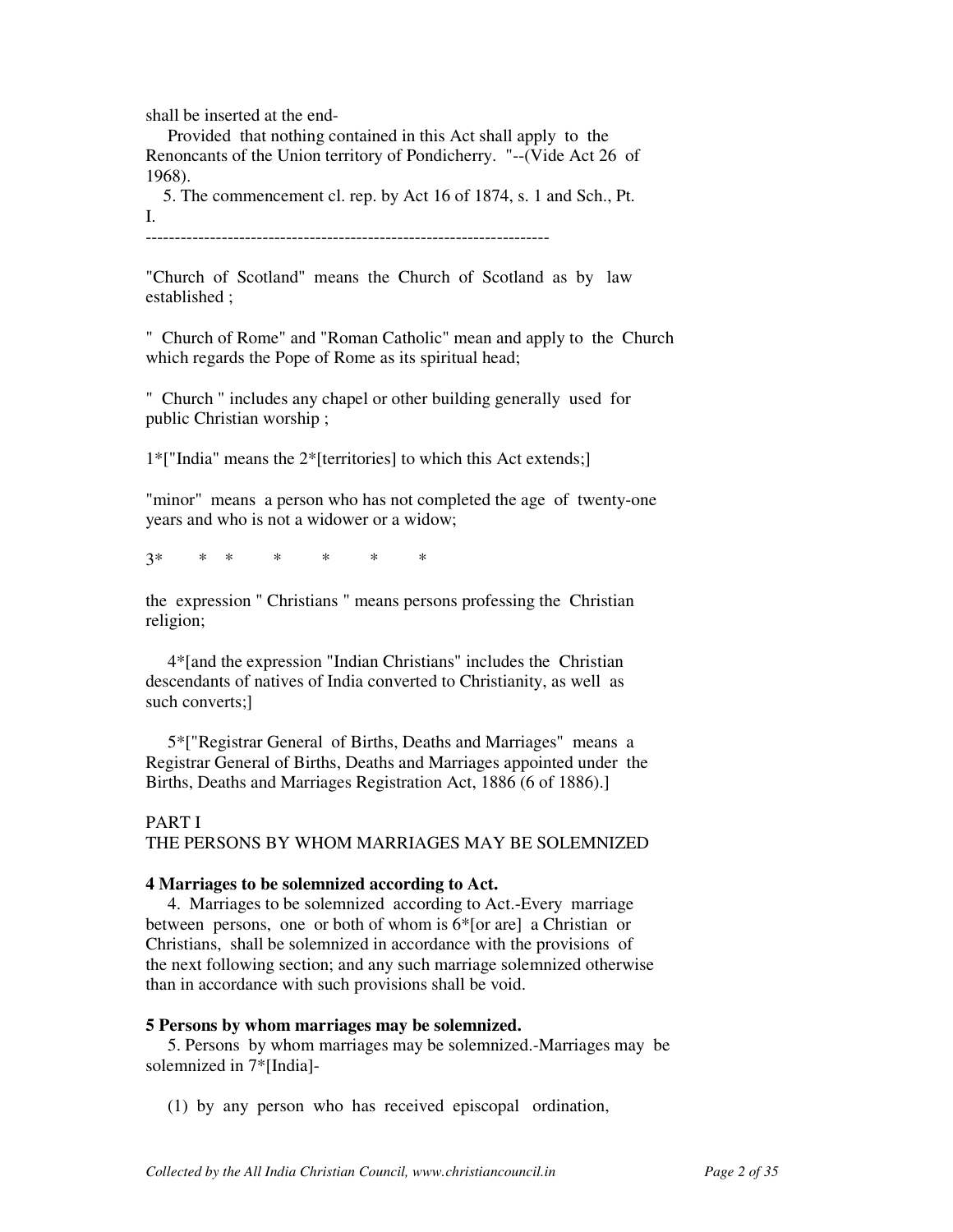shall be inserted at the end-

Provided that nothing contained in this Act shall apply to the Renoncants of the Union territory of Pondicherry. "--(Vide Act 26 of 1968).

5. The commencement cl. rep. by Act 16 of 1874, s. 1 and Sch., Pt. I.

---

"Church of Scotland" means the Church of Scotland as by law established ;

" Church of Rome" and "Roman Catholic" mean and apply to the Church which regards the Pope of Rome as its spiritual head;

" Church " includes any chapel or other building generally used for public Christian worship ;

1*["India" means the 2*[territories] to which this Act extends;]

"minor" means a person who has not completed the age of twenty-one years and who is not a widower or a widow;

3* * * * * * *

the expression " Christians " means persons professing the Christian religion;

4*[and the expression "Indian Christians" includes the Christian descendants of natives of India converted to Christianity, as well as such converts;]

5*["Registrar General of Births, Deaths and Marriages" means a Registrar General of Births, Deaths and Marriages appointed under the Births, Deaths and Marriages Registration Act, 1886 (6 of 1886).]

## PART I
## THE PERSONS BY WHOM MARRIAGES MAY BE SOLEMNIZED

**4 Marriages to be solemnized according to Act.**

4. Marriages to be solemnized according to Act.-Every marriage between persons, one or both of whom is 6*[or are] a Christian or Christians, shall be solemnized in accordance with the provisions of the next following section; and any such marriage solemnized otherwise than in accordance with such provisions shall be void.

**5 Persons by whom marriages may be solemnized.**

5. Persons by whom marriages may be solemnized.-Marriages may be solemnized in 7*[India]-

(1) by any person who has received episcopal ordination,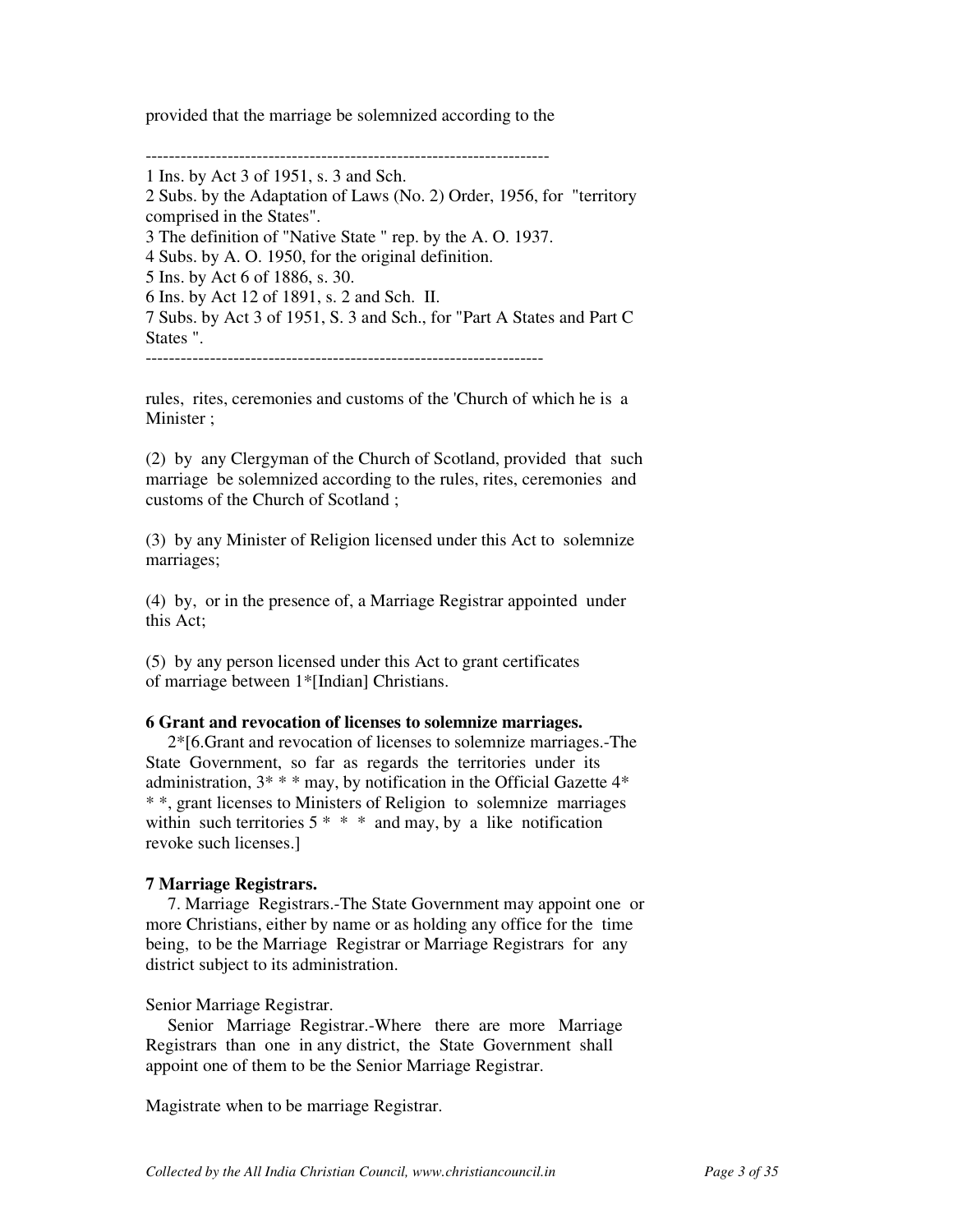provided that the marriage be solemnized according to the

---------------------------------------------------------------------
1 Ins. by Act 3 of 1951, s. 3 and Sch.
2 Subs. by the Adaptation of Laws (No. 2) Order, 1956, for "territory comprised in the States".
3 The definition of "Native State " rep. by the A. O. 1937.
4 Subs. by A. O. 1950, for the original definition.
5 Ins. by Act 6 of 1886, s. 30.
6 Ins. by Act 12 of 1891, s. 2 and Sch. II.
7 Subs. by Act 3 of 1951, S. 3 and Sch., for "Part A States and Part C States ".

---------------------------------------------------------------------

rules, rites, ceremonies and customs of the 'Church of which he is a Minister ;

(2) by any Clergyman of the Church of Scotland, provided that such marriage be solemnized according to the rules, rites, ceremonies and customs of the Church of Scotland ;

(3) by any Minister of Religion licensed under this Act to solemnize marriages;

(4) by, or in the presence of, a Marriage Registrar appointed under this Act;

(5) by any person licensed under this Act to grant certificates of marriage between 1*[Indian] Christians.

**6 Grant and revocation of licenses to solemnize marriages.**

2*[6.Grant and revocation of licenses to solemnize marriages.-The State Government, so far as regards the territories under its administration, 3* * * may, by notification in the Official Gazette 4* * *, grant licenses to Ministers of Religion to solemnize marriages within such territories 5 * * * and may, by a like notification revoke such licenses.]

**7 Marriage Registrars.**

7. Marriage Registrars.-The State Government may appoint one or more Christians, either by name or as holding any office for the time being, to be the Marriage Registrar or Marriage Registrars for any district subject to its administration.

Senior Marriage Registrar.

Senior Marriage Registrar.-Where there are more Marriage Registrars than one in any district, the State Government shall appoint one of them to be the Senior Marriage Registrar.

Magistrate when to be marriage Registrar.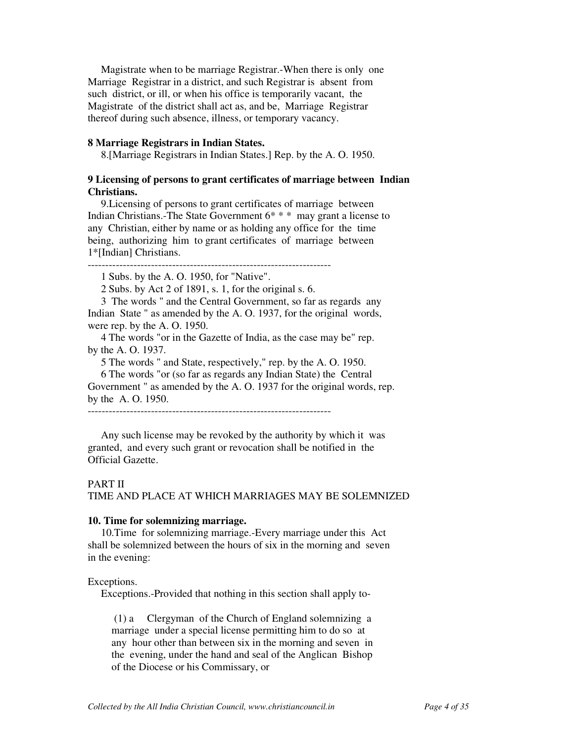Magistrate when to be marriage Registrar.-When there is only one Marriage Registrar in a district, and such Registrar is absent from such district, or ill, or when his office is temporarily vacant, the Magistrate of the district shall act as, and be, Marriage Registrar thereof during such absence, illness, or temporary vacancy.

**8 Marriage Registrars in Indian States.**

8.[Marriage Registrars in Indian States.] Rep. by the A. O. 1950.

**9 Licensing of persons to grant certificates of marriage between Indian Christians.**

9.Licensing of persons to grant certificates of marriage between Indian Christians.-The State Government 6* * * may grant a license to any Christian, either by name or as holding any office for the time being, authorizing him to grant certificates of marriage between 1*[Indian] Christians.

---------------------------------------------------------------------

1 Subs. by the A. O. 1950, for "Native".

2 Subs. by Act 2 of 1891, s. 1, for the original s. 6.

3 The words " and the Central Government, so far as regards any Indian State " as amended by the A. O. 1937, for the original words, were rep. by the A. O. 1950.

4 The words "or in the Gazette of India, as the case may be" rep. by the A. O. 1937.

5 The words " and State, respectively," rep. by the A. O. 1950.

6 The words "or (so far as regards any Indian State) the Central Government " as amended by the A. O. 1937 for the original words, rep. by the A. O. 1950.

---------------------------------------------------------------------

Any such license may be revoked by the authority by which it was granted, and every such grant or revocation shall be notified in the Official Gazette.

PART II

TIME AND PLACE AT WHICH MARRIAGES MAY BE SOLEMNIZED

**10. Time for solemnizing marriage.**

10.Time for solemnizing marriage.-Every marriage under this Act shall be solemnized between the hours of six in the morning and seven in the evening:

Exceptions.

Exceptions.-Provided that nothing in this section shall apply to-

(1) a Clergyman of the Church of England solemnizing a marriage under a special license permitting him to do so at any hour other than between six in the morning and seven in the evening, under the hand and seal of the Anglican Bishop of the Diocese or his Commissary, or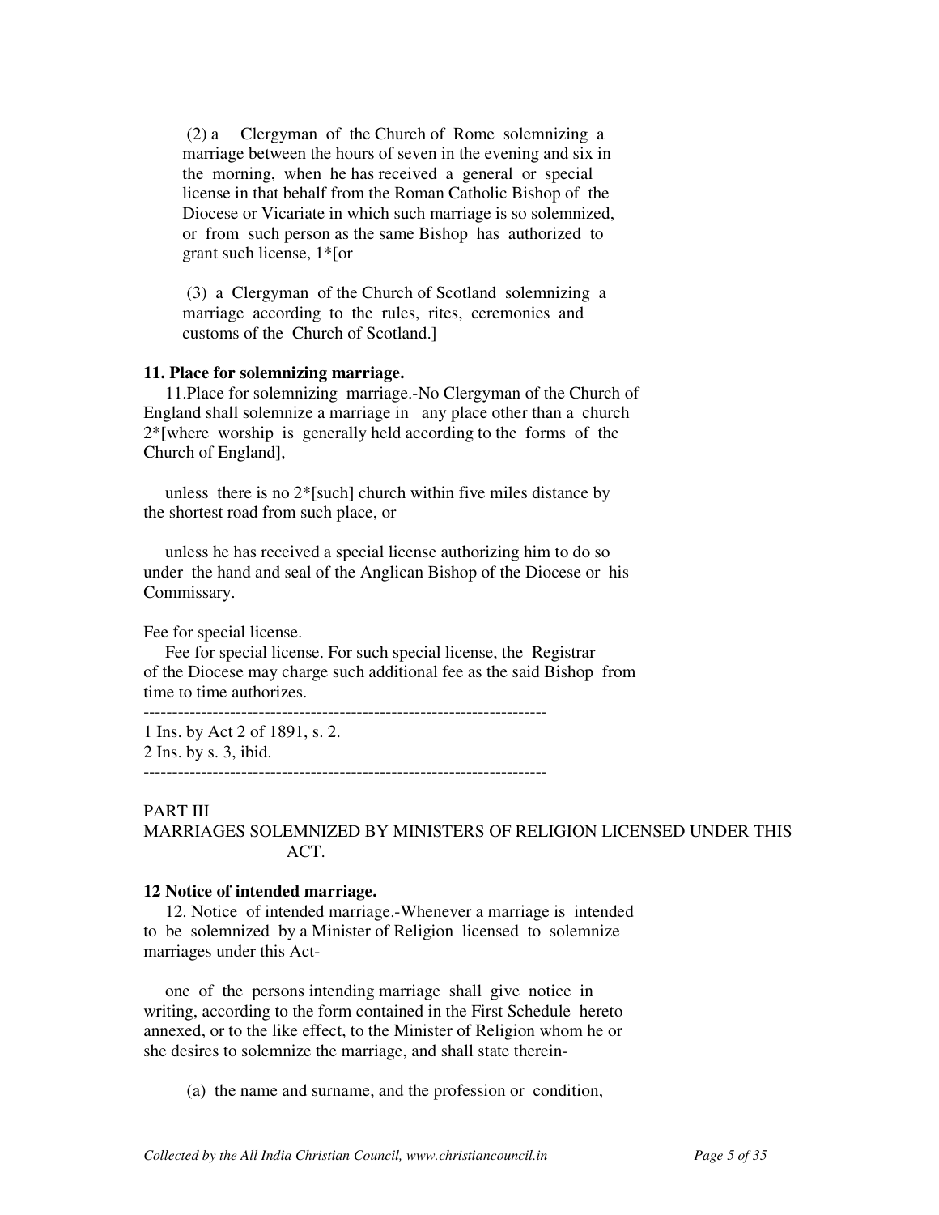(2) a Clergyman of the Church of Rome solemnizing a marriage between the hours of seven in the evening and six in the morning, when he has received a general or special license in that behalf from the Roman Catholic Bishop of the Diocese or Vicariate in which such marriage is so solemnized, or from such person as the same Bishop has authorized to grant such license, 1*[or

(3) a Clergyman of the Church of Scotland solemnizing a marriage according to the rules, rites, ceremonies and customs of the Church of Scotland.]

**11. Place for solemnizing marriage.**

11.Place for solemnizing marriage.-No Clergyman of the Church of England shall solemnize a marriage in any place other than a church 2*[where worship is generally held according to the forms of the Church of England],

unless there is no 2*[such] church within five miles distance by the shortest road from such place, or

unless he has received a special license authorizing him to do so under the hand and seal of the Anglican Bishop of the Diocese or his Commissary.

Fee for special license.

Fee for special license. For such special license, the Registrar of the Diocese may charge such additional fee as the said Bishop from time to time authorizes.

---

1 Ins. by Act 2 of 1891, s. 2.
2 Ins. by s. 3, ibid.

---

PART III
MARRIAGES SOLEMNIZED BY MINISTERS OF RELIGION LICENSED UNDER THIS ACT.

**12 Notice of intended marriage.**

12. Notice of intended marriage.-Whenever a marriage is intended to be solemnized by a Minister of Religion licensed to solemnize marriages under this Act-

one of the persons intending marriage shall give notice in writing, according to the form contained in the First Schedule hereto annexed, or to the like effect, to the Minister of Religion whom he or she desires to solemnize the marriage, and shall state therein-

(a) the name and surname, and the profession or condition,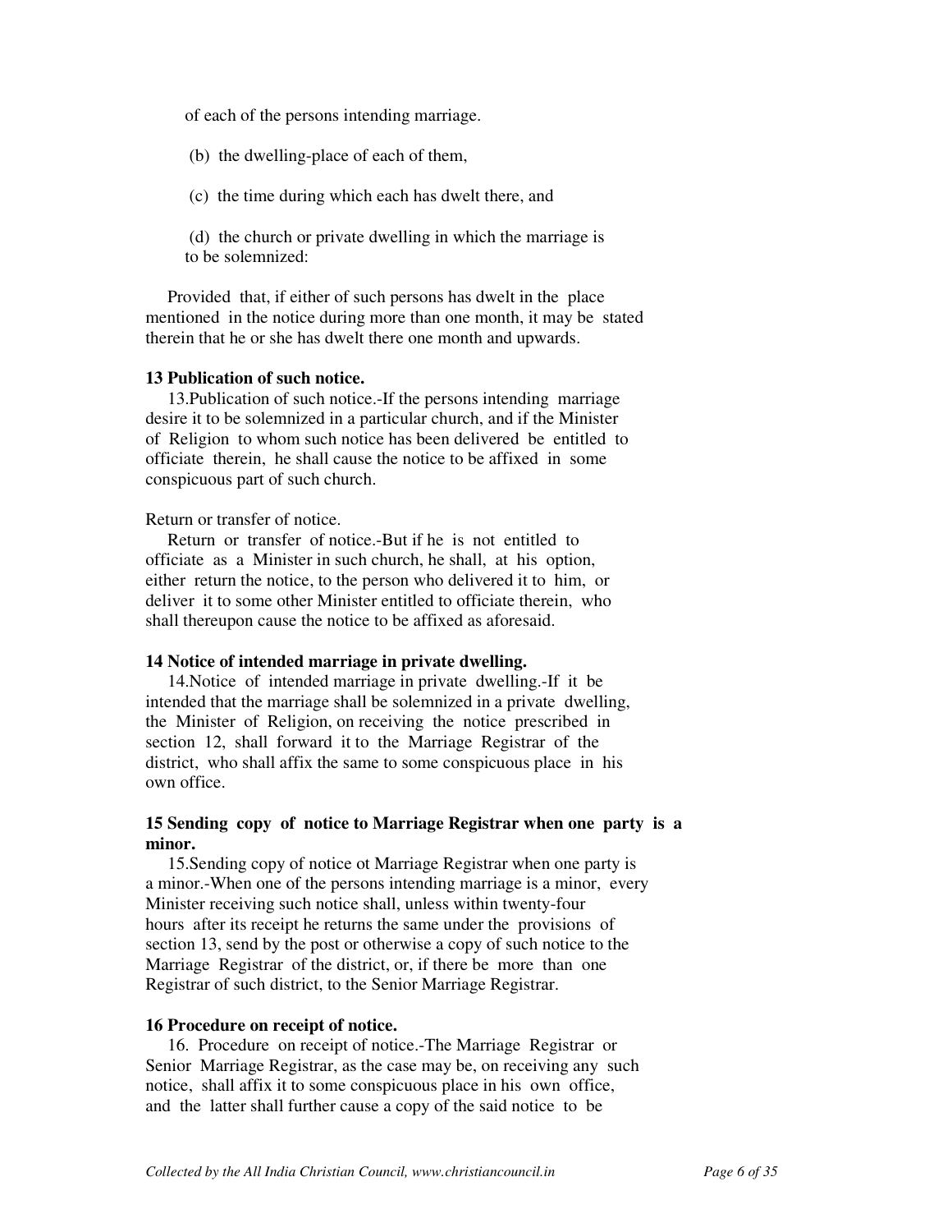of each of the persons intending marriage.

(b) the dwelling-place of each of them,

(c) the time during which each has dwelt there, and

(d) the church or private dwelling in which the marriage is to be solemnized:

Provided that, if either of such persons has dwelt in the place mentioned in the notice during more than one month, it may be stated therein that he or she has dwelt there one month and upwards.

**13 Publication of such notice.**

13.Publication of such notice.-If the persons intending marriage desire it to be solemnized in a particular church, and if the Minister of Religion to whom such notice has been delivered be entitled to officiate therein, he shall cause the notice to be affixed in some conspicuous part of such church.

Return or transfer of notice.

Return or transfer of notice.-But if he is not entitled to officiate as a Minister in such church, he shall, at his option, either return the notice, to the person who delivered it to him, or deliver it to some other Minister entitled to officiate therein, who shall thereupon cause the notice to be affixed as aforesaid.

**14 Notice of intended marriage in private dwelling.**

14.Notice of intended marriage in private dwelling.-If it be intended that the marriage shall be solemnized in a private dwelling, the Minister of Religion, on receiving the notice prescribed in section 12, shall forward it to the Marriage Registrar of the district, who shall affix the same to some conspicuous place in his own office.

**15 Sending copy of notice to Marriage Registrar when one party is a minor.**

15.Sending copy of notice ot Marriage Registrar when one party is a minor.-When one of the persons intending marriage is a minor, every Minister receiving such notice shall, unless within twenty-four hours after its receipt he returns the same under the provisions of section 13, send by the post or otherwise a copy of such notice to the Marriage Registrar of the district, or, if there be more than one Registrar of such district, to the Senior Marriage Registrar.

**16 Procedure on receipt of notice.**

16. Procedure on receipt of notice.-The Marriage Registrar or Senior Marriage Registrar, as the case may be, on receiving any such notice, shall affix it to some conspicuous place in his own office, and the latter shall further cause a copy of the said notice to be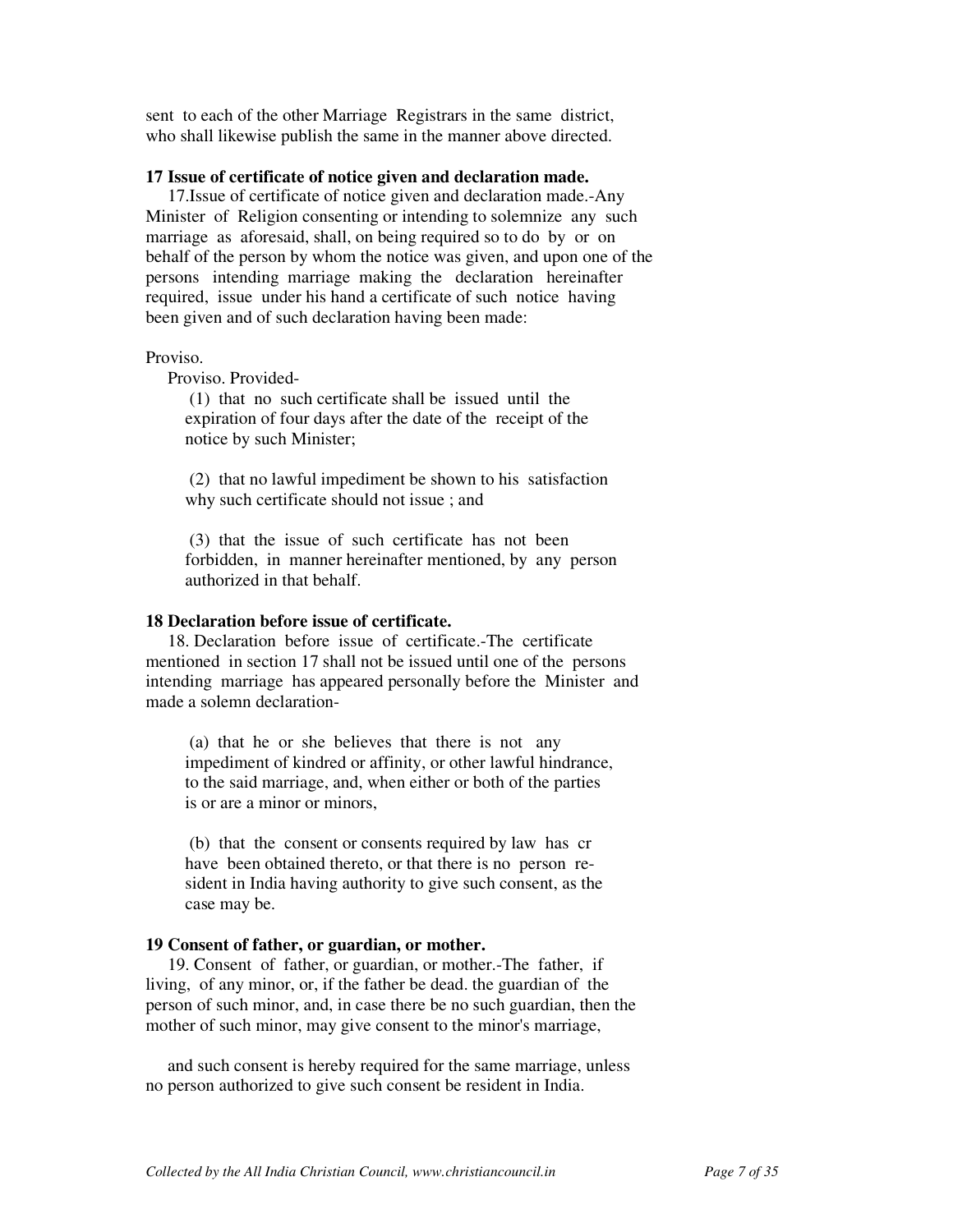sent to each of the other Marriage Registrars in the same district, who shall likewise publish the same in the manner above directed.

**17 Issue of certificate of notice given and declaration made.**

17.Issue of certificate of notice given and declaration made.-Any Minister of Religion consenting or intending to solemnize any such marriage as aforesaid, shall, on being required so to do by or on behalf of the person by whom the notice was given, and upon one of the persons intending marriage making the declaration hereinafter required, issue under his hand a certificate of such notice having been given and of such declaration having been made:

Proviso.

Proviso. Provided-

(1) that no such certificate shall be issued until the expiration of four days after the date of the receipt of the notice by such Minister;

(2) that no lawful impediment be shown to his satisfaction why such certificate should not issue ; and

(3) that the issue of such certificate has not been forbidden, in manner hereinafter mentioned, by any person authorized in that behalf.

**18 Declaration before issue of certificate.**

18. Declaration before issue of certificate.-The certificate mentioned in section 17 shall not be issued until one of the persons intending marriage has appeared personally before the Minister and made a solemn declaration-

(a) that he or she believes that there is not any impediment of kindred or affinity, or other lawful hindrance, to the said marriage, and, when either or both of the parties is or are a minor or minors,

(b) that the consent or consents required by law has cr have been obtained thereto, or that there is no person resident in India having authority to give such consent, as the case may be.

**19 Consent of father, or guardian, or mother.**

19. Consent of father, or guardian, or mother.-The father, if living, of any minor, or, if the father be dead. the guardian of the person of such minor, and, in case there be no such guardian, then the mother of such minor, may give consent to the minor's marriage,

and such consent is hereby required for the same marriage, unless no person authorized to give such consent be resident in India.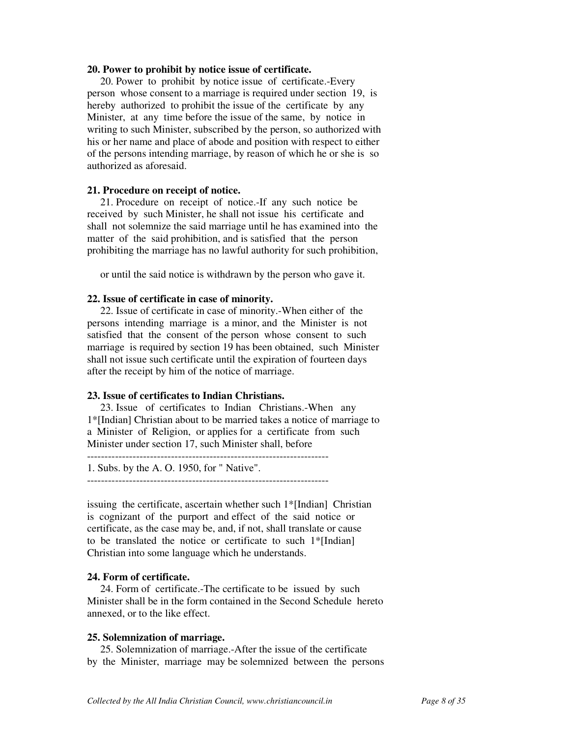#### 20. Power to prohibit by notice issue of certificate.

20. Power to prohibit by notice issue of certificate.-Every person whose consent to a marriage is required under section 19, is hereby authorized to prohibit the issue of the certificate by any Minister, at any time before the issue of the same, by notice in writing to such Minister, subscribed by the person, so authorized with his or her name and place of abode and position with respect to either of the persons intending marriage, by reason of which he or she is so authorized as aforesaid.

#### 21. Procedure on receipt of notice.

21. Procedure on receipt of notice.-If any such notice be received by such Minister, he shall not issue his certificate and shall not solemnize the said marriage until he has examined into the matter of the said prohibition, and is satisfied that the person prohibiting the marriage has no lawful authority for such prohibition,

or until the said notice is withdrawn by the person who gave it.

#### 22. Issue of certificate in case of minority.

22. Issue of certificate in case of minority.-When either of the persons intending marriage is a minor, and the Minister is not satisfied that the consent of the person whose consent to such marriage is required by section 19 has been obtained, such Minister shall not issue such certificate until the expiration of fourteen days after the receipt by him of the notice of marriage.

#### 23. Issue of certificates to Indian Christians.

23. Issue of certificates to Indian Christians.-When any 1*[Indian] Christian about to be married takes a notice of marriage to a Minister of Religion, or applies for a certificate from such Minister under section 17, such Minister shall, before

---

1. Subs. by the A. O. 1950, for " Native".

---

issuing the certificate, ascertain whether such 1*[Indian] Christian is cognizant of the purport and effect of the said notice or certificate, as the case may be, and, if not, shall translate or cause to be translated the notice or certificate to such 1*[Indian] Christian into some language which he understands.

#### 24. Form of certificate.

24. Form of certificate.-The certificate to be issued by such Minister shall be in the form contained in the Second Schedule hereto annexed, or to the like effect.

#### 25. Solemnization of marriage.

25. Solemnization of marriage.-After the issue of the certificate by the Minister, marriage may be solemnized between the persons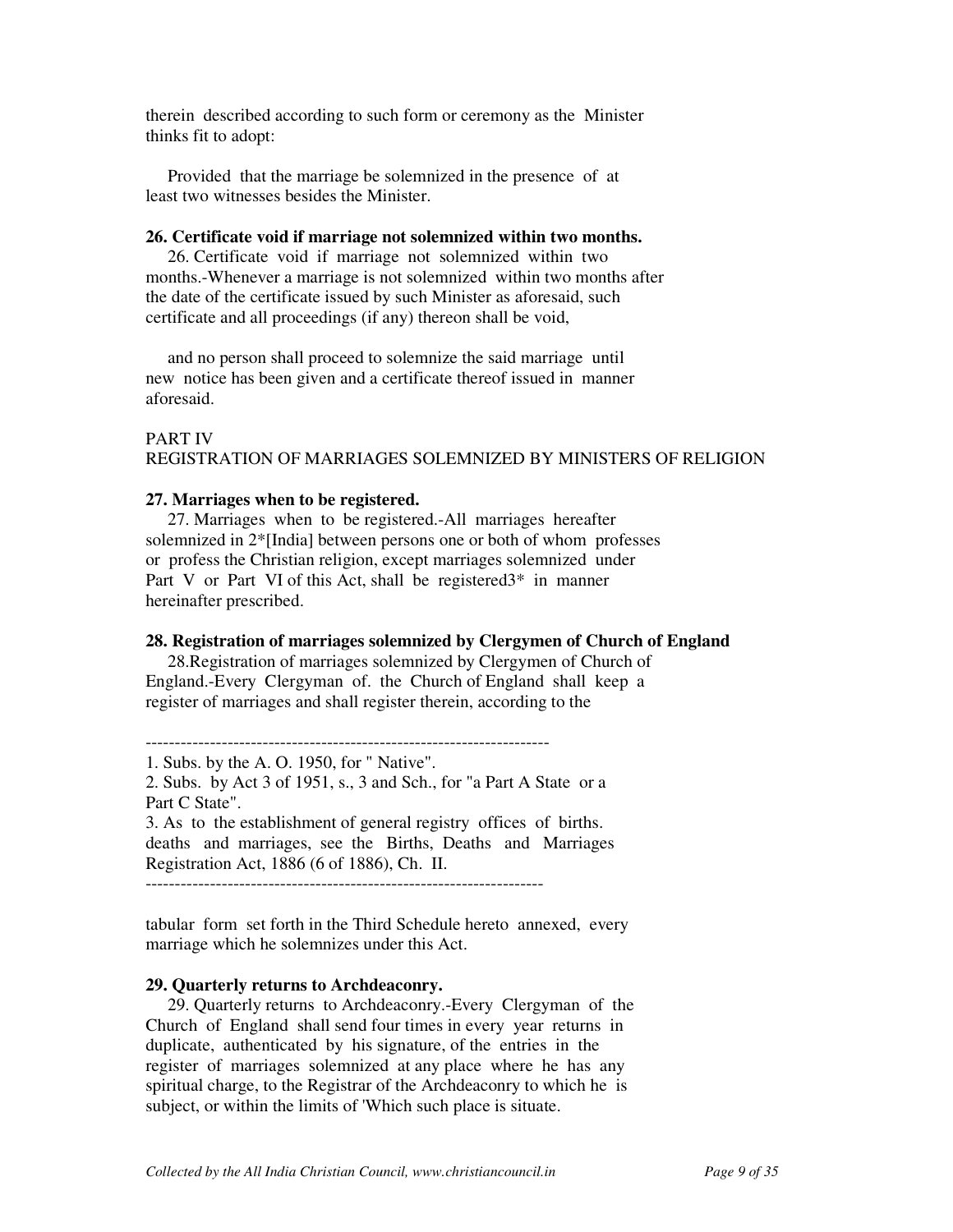therein described according to such form or ceremony as the Minister thinks fit to adopt:

Provided that the marriage be solemnized in the presence of at least two witnesses besides the Minister.

**26. Certificate void if marriage not solemnized within two months.**

26. Certificate void if marriage not solemnized within two months.-Whenever a marriage is not solemnized within two months after the date of the certificate issued by such Minister as aforesaid, such certificate and all proceedings (if any) thereon shall be void,

and no person shall proceed to solemnize the said marriage until new notice has been given and a certificate thereof issued in manner aforesaid.

PART IV
REGISTRATION OF MARRIAGES SOLEMNIZED BY MINISTERS OF RELIGION

**27. Marriages when to be registered.**

27. Marriages when to be registered.-All marriages hereafter solemnized in 2*[India] between persons one or both of whom professes or profess the Christian religion, except marriages solemnized under Part V or Part VI of this Act, shall be registered3* in manner hereinafter prescribed.

**28. Registration of marriages solemnized by Clergymen of Church of England**

28.Registration of marriages solemnized by Clergymen of Church of England.-Every Clergyman of. the Church of England shall keep a register of marriages and shall register therein, according to the tabular form set forth in the Third Schedule hereto annexed, every marriage which he solemnizes under this Act.

**29. Quarterly returns to Archdeaconry.**

29. Quarterly returns to Archdeaconry.-Every Clergyman of the Church of England shall send four times in every year returns in duplicate, authenticated by his signature, of the entries in the register of marriages solemnized at any place where he has any spiritual charge, to the Registrar of the Archdeaconry to which he is subject, or within the limits of 'Which such place is situate.

---

1. Subs. by the A. O. 1950, for " Native".
2. Subs. by Act 3 of 1951, s., 3 and Sch., for "a Part A State or a Part C State".
3. As to the establishment of general registry offices of births. deaths and marriages, see the Births, Deaths and Marriages Registration Act, 1886 (6 of 1886), Ch. II.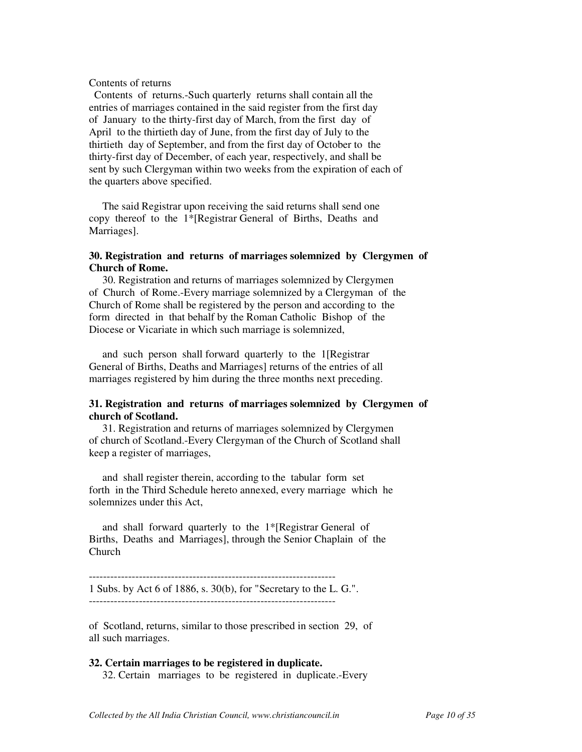Contents of returns

Contents of returns.-Such quarterly returns shall contain all the entries of marriages contained in the said register from the first day of January to the thirty-first day of March, from the first day of April to the thirtieth day of June, from the first day of July to the thirtieth day of September, and from the first day of October to the thirty-first day of December, of each year, respectively, and shall be sent by such Clergyman within two weeks from the expiration of each of the quarters above specified.

The said Registrar upon receiving the said returns shall send one copy thereof to the 1*[Registrar General of Births, Deaths and Marriages].

**30. Registration and returns of marriages solemnized by Clergymen of Church of Rome.**

30. Registration and returns of marriages solemnized by Clergymen of Church of Rome.-Every marriage solemnized by a Clergyman of the Church of Rome shall be registered by the person and according to the form directed in that behalf by the Roman Catholic Bishop of the Diocese or Vicariate in which such marriage is solemnized,

and such person shall forward quarterly to the 1[Registrar General of Births, Deaths and Marriages] returns of the entries of all marriages registered by him during the three months next preceding.

**31. Registration and returns of marriages solemnized by Clergymen of church of Scotland.**

31. Registration and returns of marriages solemnized by Clergymen of church of Scotland.-Every Clergyman of the Church of Scotland shall keep a register of marriages,

and shall register therein, according to the tabular form set forth in the Third Schedule hereto annexed, every marriage which he solemnizes under this Act,

and shall forward quarterly to the 1*[Registrar General of Births, Deaths and Marriages], through the Senior Chaplain of the Church of Scotland, returns, similar to those prescribed in section 29, of all such marriages.

---------------------------------------------------------------------
1 Subs. by Act 6 of 1886, s. 30(b), for "Secretary to the L. G.".
---------------------------------------------------------------------

**32. Certain marriages to be registered in duplicate.**

32. Certain marriages to be registered in duplicate.-Every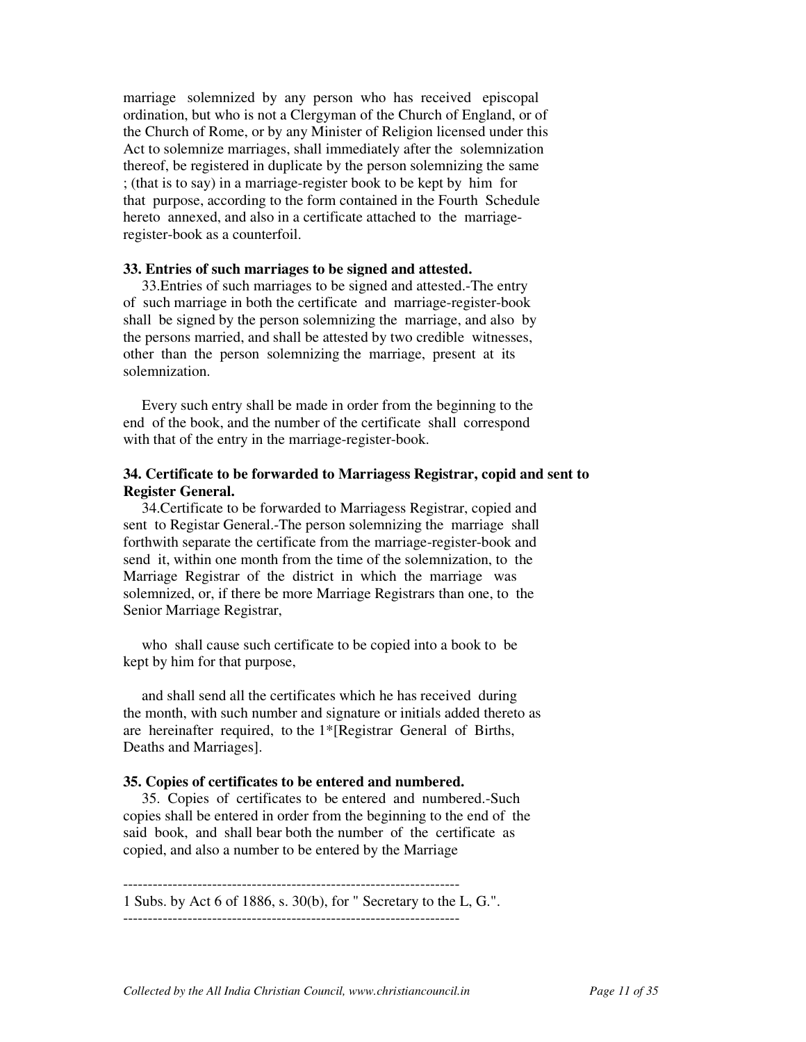marriage solemnized by any person who has received episcopal ordination, but who is not a Clergyman of the Church of England, or of the Church of Rome, or by any Minister of Religion licensed under this Act to solemnize marriages, shall immediately after the solemnization thereof, be registered in duplicate by the person solemnizing the same ; (that is to say) in a marriage-register book to be kept by him for that purpose, according to the form contained in the Fourth Schedule hereto annexed, and also in a certificate attached to the marriage-register-book as a counterfoil.

**33. Entries of such marriages to be signed and attested.**

33.Entries of such marriages to be signed and attested.-The entry of such marriage in both the certificate and marriage-register-book shall be signed by the person solemnizing the marriage, and also by the persons married, and shall be attested by two credible witnesses, other than the person solemnizing the marriage, present at its solemnization.

Every such entry shall be made in order from the beginning to the end of the book, and the number of the certificate shall correspond with that of the entry in the marriage-register-book.

**34. Certificate to be forwarded to Marriagess Registrar, copid and sent to Register General.**

34.Certificate to be forwarded to Marriagess Registrar, copied and sent to Registar General.-The person solemnizing the marriage shall forthwith separate the certificate from the marriage-register-book and send it, within one month from the time of the solemnization, to the Marriage Registrar of the district in which the marriage was solemnized, or, if there be more Marriage Registrars than one, to the Senior Marriage Registrar,

who shall cause such certificate to be copied into a book to be kept by him for that purpose,

and shall send all the certificates which he has received during the month, with such number and signature or initials added thereto as are hereinafter required, to the 1*[Registrar General of Births, Deaths and Marriages].

**35. Copies of certificates to be entered and numbered.**

35. Copies of certificates to be entered and numbered.-Such copies shall be entered in order from the beginning to the end of the said book, and shall bear both the number of the certificate as copied, and also a number to be entered by the Marriage

---

1 Subs. by Act 6 of 1886, s. 30(b), for " Secretary to the L, G.".

---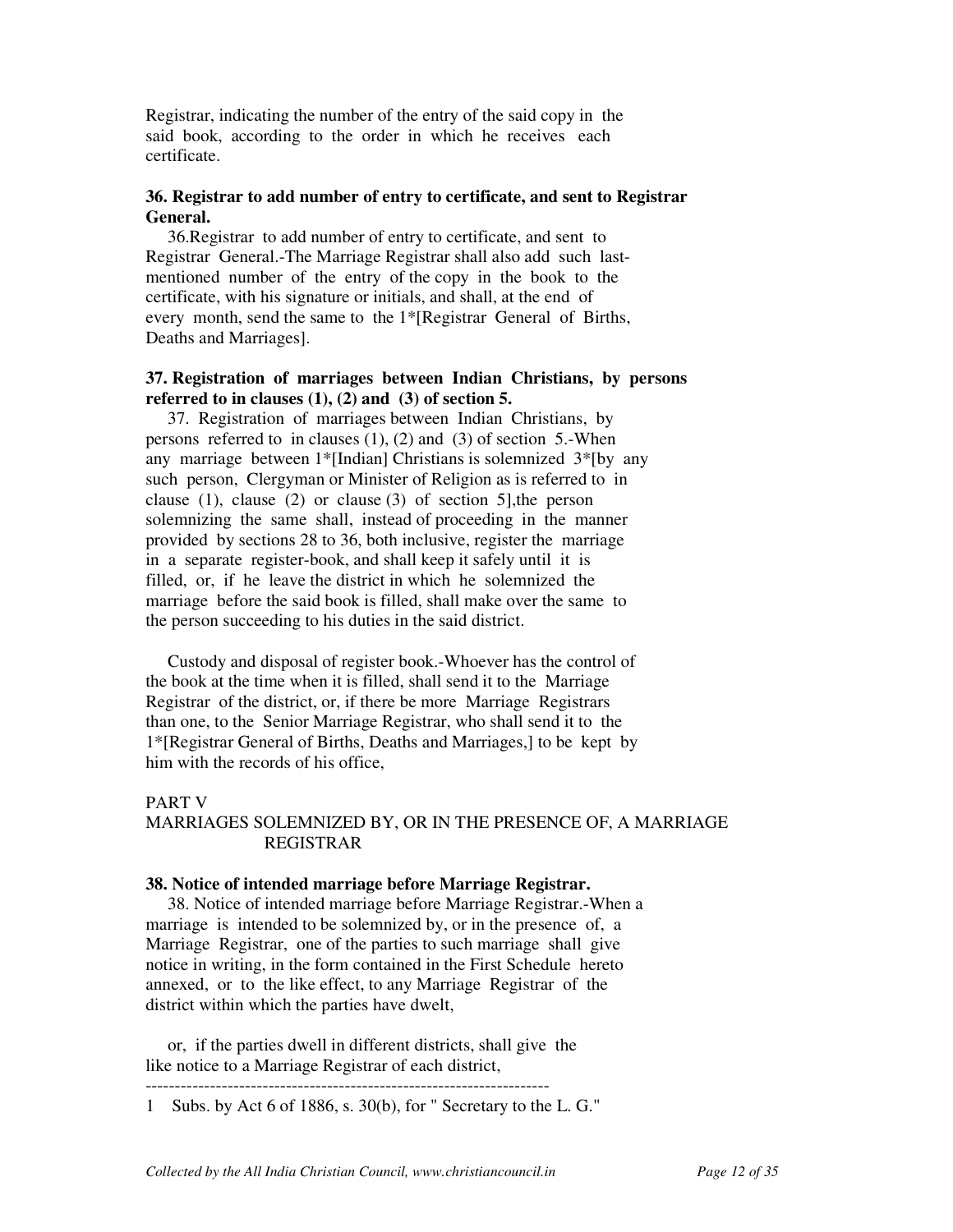Registrar, indicating the number of the entry of the said copy in the said book, according to the order in which he receives each certificate.

**36. Registrar to add number of entry to certificate, and sent to Registrar General.**

36.Registrar to add number of entry to certificate, and sent to Registrar General.-The Marriage Registrar shall also add such last-mentioned number of the entry of the copy in the book to the certificate, with his signature or initials, and shall, at the end of every month, send the same to the 1*[Registrar General of Births, Deaths and Marriages].

**37. Registration of marriages between Indian Christians, by persons referred to in clauses (1), (2) and (3) of section 5.**

37. Registration of marriages between Indian Christians, by persons referred to in clauses (1), (2) and (3) of section 5.-When any marriage between 1*[Indian] Christians is solemnized 3*[by any such person, Clergyman or Minister of Religion as is referred to in clause (1), clause (2) or clause (3) of section 5],the person solemnizing the same shall, instead of proceeding in the manner provided by sections 28 to 36, both inclusive, register the marriage in a separate register-book, and shall keep it safely until it is filled, or, if he leave the district in which he solemnized the marriage before the said book is filled, shall make over the same to the person succeeding to his duties in the said district.

Custody and disposal of register book.-Whoever has the control of the book at the time when it is filled, shall send it to the Marriage Registrar of the district, or, if there be more Marriage Registrars than one, to the Senior Marriage Registrar, who shall send it to the 1*[Registrar General of Births, Deaths and Marriages,] to be kept by him with the records of his office,

PART V
MARRIAGES SOLEMNIZED BY, OR IN THE PRESENCE OF, A MARRIAGE REGISTRAR

**38. Notice of intended marriage before Marriage Registrar.**

38. Notice of intended marriage before Marriage Registrar.-When a marriage is intended to be solemnized by, or in the presence of, a Marriage Registrar, one of the parties to such marriage shall give notice in writing, in the form contained in the First Schedule hereto annexed, or to the like effect, to any Marriage Registrar of the district within which the parties have dwelt,

or, if the parties dwell in different districts, shall give the like notice to a Marriage Registrar of each district,

---

1 Subs. by Act 6 of 1886, s. 30(b), for " Secretary to the L. G."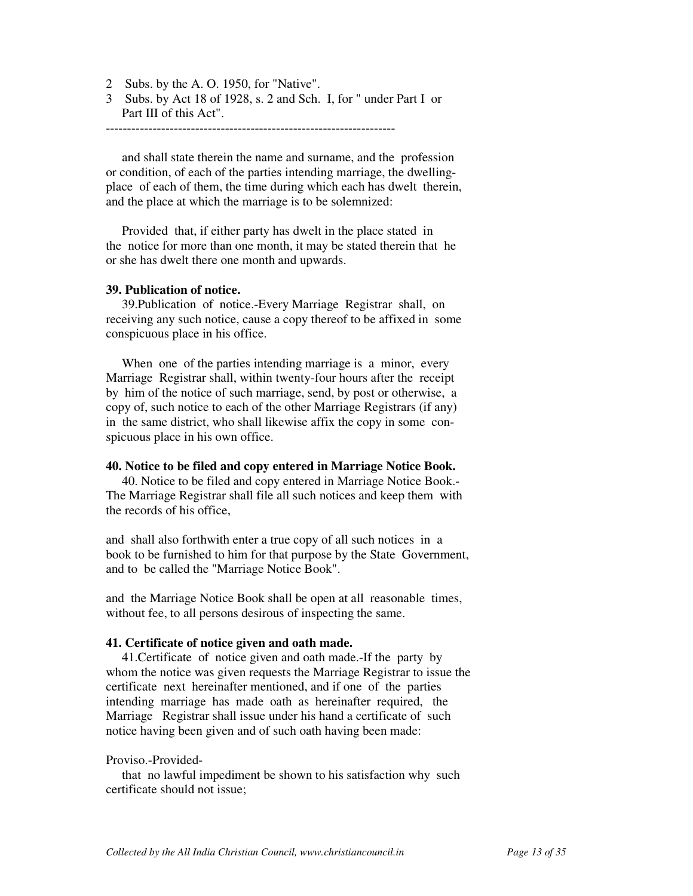2 Subs. by the A. O. 1950, for "Native".
3 Subs. by Act 18 of 1928, s. 2 and Sch. I, for " under Part I or Part III of this Act".

---

and shall state therein the name and surname, and the profession or condition, of each of the parties intending marriage, the dwelling-place of each of them, the time during which each has dwelt therein, and the place at which the marriage is to be solemnized:

Provided that, if either party has dwelt in the place stated in the notice for more than one month, it may be stated therein that he or she has dwelt there one month and upwards.

**39. Publication of notice.**

39.Publication of notice.-Every Marriage Registrar shall, on receiving any such notice, cause a copy thereof to be affixed in some conspicuous place in his office.

When one of the parties intending marriage is a minor, every Marriage Registrar shall, within twenty-four hours after the receipt by him of the notice of such marriage, send, by post or otherwise, a copy of, such notice to each of the other Marriage Registrars (if any) in the same district, who shall likewise affix the copy in some conspicuous place in his own office.

**40. Notice to be filed and copy entered in Marriage Notice Book.**

40. Notice to be filed and copy entered in Marriage Notice Book.-The Marriage Registrar shall file all such notices and keep them with the records of his office,

and shall also forthwith enter a true copy of all such notices in a book to be furnished to him for that purpose by the State Government, and to be called the "Marriage Notice Book".

and the Marriage Notice Book shall be open at all reasonable times, without fee, to all persons desirous of inspecting the same.

**41. Certificate of notice given and oath made.**

41.Certificate of notice given and oath made.-If the party by whom the notice was given requests the Marriage Registrar to issue the certificate next hereinafter mentioned, and if one of the parties intending marriage has made oath as hereinafter required, the Marriage Registrar shall issue under his hand a certificate of such notice having been given and of such oath having been made:

Proviso.-Provided-

that no lawful impediment be shown to his satisfaction why such certificate should not issue;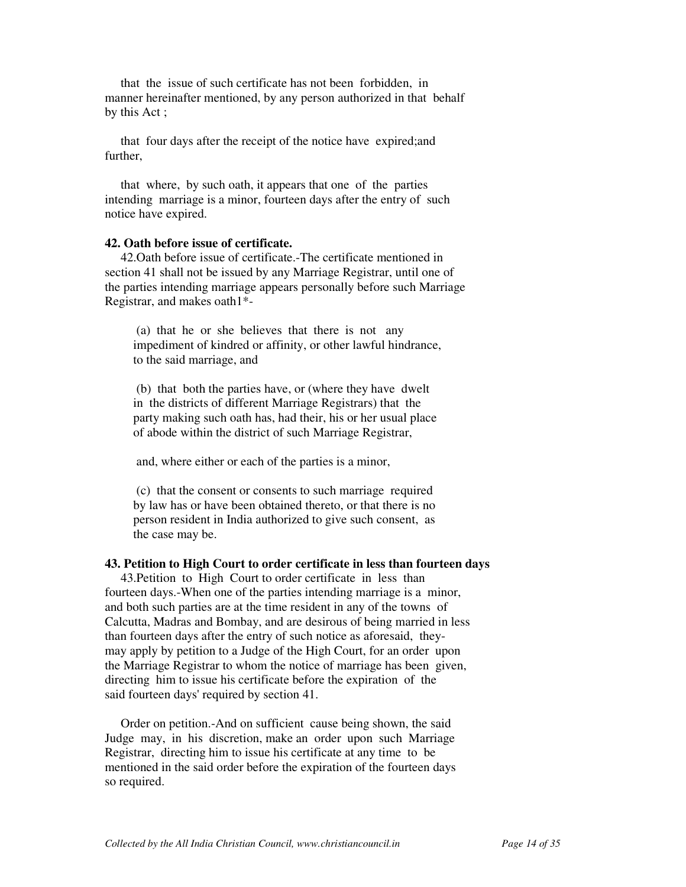that the issue of such certificate has not been forbidden, in manner hereinafter mentioned, by any person authorized in that behalf by this Act ;

that four days after the receipt of the notice have expired;and further,

that where, by such oath, it appears that one of the parties intending marriage is a minor, fourteen days after the entry of such notice have expired.

**42. Oath before issue of certificate.**

42.Oath before issue of certificate.-The certificate mentioned in section 41 shall not be issued by any Marriage Registrar, until one of the parties intending marriage appears personally before such Marriage Registrar, and makes oath1*-

(a) that he or she believes that there is not any impediment of kindred or affinity, or other lawful hindrance, to the said marriage, and

(b) that both the parties have, or (where they have dwelt in the districts of different Marriage Registrars) that the party making such oath has, had their, his or her usual place of abode within the district of such Marriage Registrar,

and, where either or each of the parties is a minor,

(c) that the consent or consents to such marriage required by law has or have been obtained thereto, or that there is no person resident in India authorized to give such consent, as the case may be.

**43. Petition to High Court to order certificate in less than fourteen days**

43.Petition to High Court to order certificate in less than fourteen days.-When one of the parties intending marriage is a minor, and both such parties are at the time resident in any of the towns of Calcutta, Madras and Bombay, and are desirous of being married in less than fourteen days after the entry of such notice as aforesaid, they- may apply by petition to a Judge of the High Court, for an order upon the Marriage Registrar to whom the notice of marriage has been given, directing him to issue his certificate before the expiration of the said fourteen days' required by section 41.

Order on petition.-And on sufficient cause being shown, the said Judge may, in his discretion, make an order upon such Marriage Registrar, directing him to issue his certificate at any time to be mentioned in the said order before the expiration of the fourteen days so required.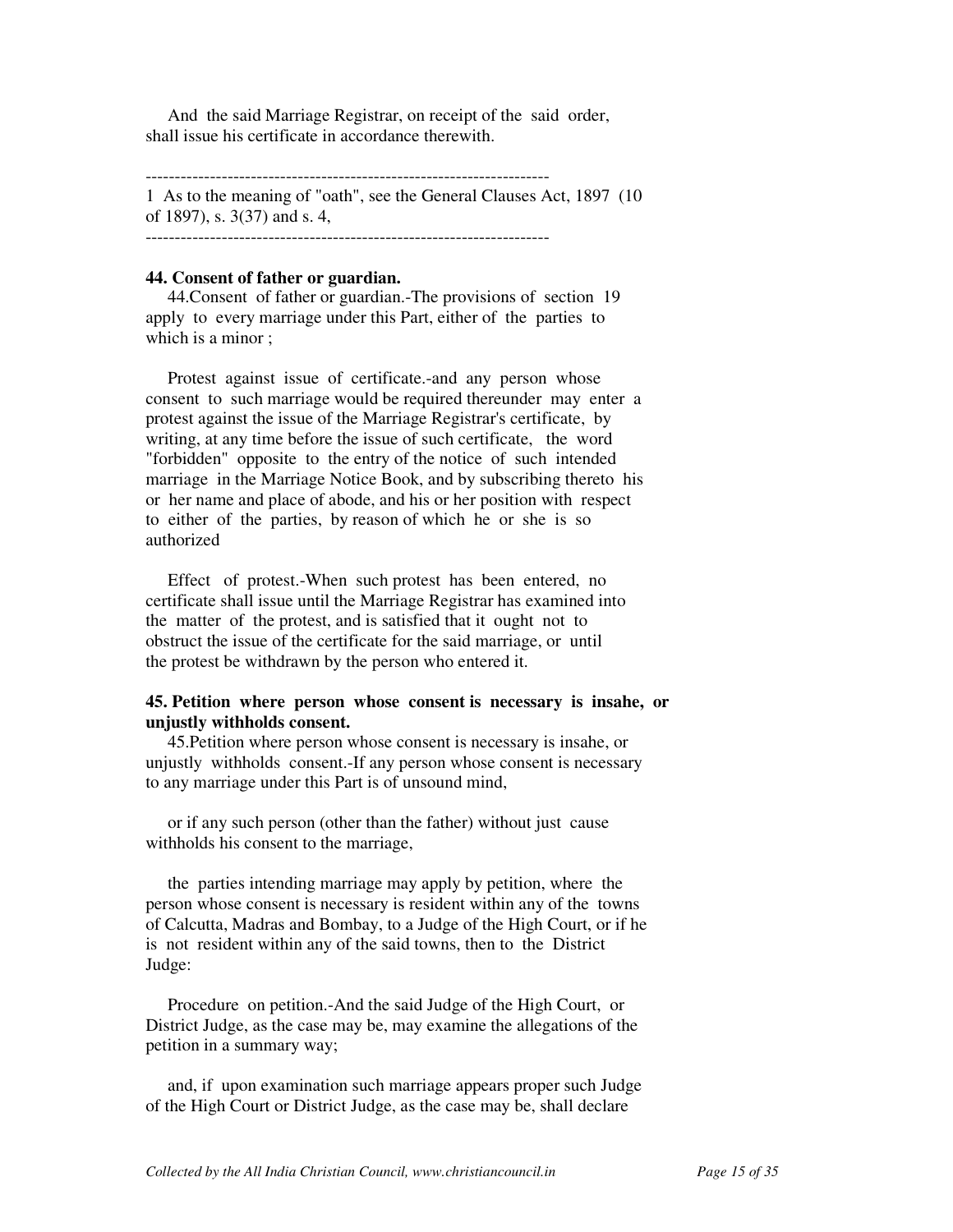And the said Marriage Registrar, on receipt of the said order, shall issue his certificate in accordance therewith.

---------------------------------------------------------------------

1 As to the meaning of "oath", see the General Clauses Act, 1897 (10 of 1897), s. 3(37) and s. 4,

---------------------------------------------------------------------

**44. Consent of father or guardian.**

44.Consent of father or guardian.-The provisions of section 19 apply to every marriage under this Part, either of the parties to which is a minor ;

Protest against issue of certificate.-and any person whose consent to such marriage would be required thereunder may enter a protest against the issue of the Marriage Registrar's certificate, by writing, at any time before the issue of such certificate, the word "forbidden" opposite to the entry of the notice of such intended marriage in the Marriage Notice Book, and by subscribing thereto his or her name and place of abode, and his or her position with respect to either of the parties, by reason of which he or she is so authorized

Effect of protest.-When such protest has been entered, no certificate shall issue until the Marriage Registrar has examined into the matter of the protest, and is satisfied that it ought not to obstruct the issue of the certificate for the said marriage, or until the protest be withdrawn by the person who entered it.

**45. Petition where person whose consent is necessary is insahe, or unjustly withholds consent.**

45.Petition where person whose consent is necessary is insahe, or unjustly withholds consent.-If any person whose consent is necessary to any marriage under this Part is of unsound mind,

or if any such person (other than the father) without just cause withholds his consent to the marriage,

the parties intending marriage may apply by petition, where the person whose consent is necessary is resident within any of the towns of Calcutta, Madras and Bombay, to a Judge of the High Court, or if he is not resident within any of the said towns, then to the District Judge:

Procedure on petition.-And the said Judge of the High Court, or District Judge, as the case may be, may examine the allegations of the petition in a summary way;

and, if upon examination such marriage appears proper such Judge of the High Court or District Judge, as the case may be, shall declare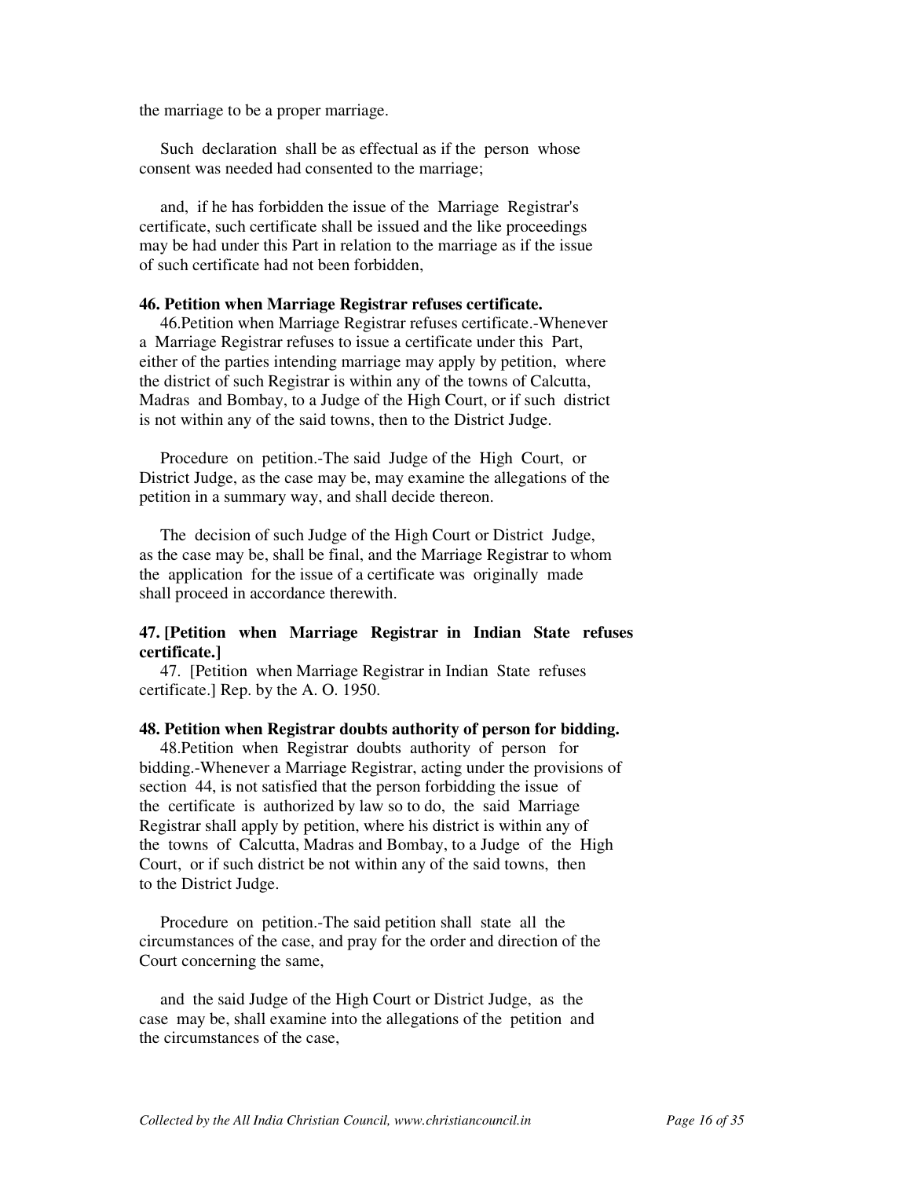the marriage to be a proper marriage.

Such declaration shall be as effectual as if the person whose consent was needed had consented to the marriage;

and, if he has forbidden the issue of the Marriage Registrar's certificate, such certificate shall be issued and the like proceedings may be had under this Part in relation to the marriage as if the issue of such certificate had not been forbidden,

**46. Petition when Marriage Registrar refuses certificate.**

46.Petition when Marriage Registrar refuses certificate.-Whenever a Marriage Registrar refuses to issue a certificate under this Part, either of the parties intending marriage may apply by petition, where the district of such Registrar is within any of the towns of Calcutta, Madras and Bombay, to a Judge of the High Court, or if such district is not within any of the said towns, then to the District Judge.

Procedure on petition.-The said Judge of the High Court, or District Judge, as the case may be, may examine the allegations of the petition in a summary way, and shall decide thereon.

The decision of such Judge of the High Court or District Judge, as the case may be, shall be final, and the Marriage Registrar to whom the application for the issue of a certificate was originally made shall proceed in accordance therewith.

**47. [Petition when Marriage Registrar in Indian State refuses certificate.]**

47. [Petition when Marriage Registrar in Indian State refuses certificate.] Rep. by the A. O. 1950.

**48. Petition when Registrar doubts authority of person for bidding.**

48.Petition when Registrar doubts authority of person for bidding.-Whenever a Marriage Registrar, acting under the provisions of section 44, is not satisfied that the person forbidding the issue of the certificate is authorized by law so to do, the said Marriage Registrar shall apply by petition, where his district is within any of the towns of Calcutta, Madras and Bombay, to a Judge of the High Court, or if such district be not within any of the said towns, then to the District Judge.

Procedure on petition.-The said petition shall state all the circumstances of the case, and pray for the order and direction of the Court concerning the same,

and the said Judge of the High Court or District Judge, as the case may be, shall examine into the allegations of the petition and the circumstances of the case,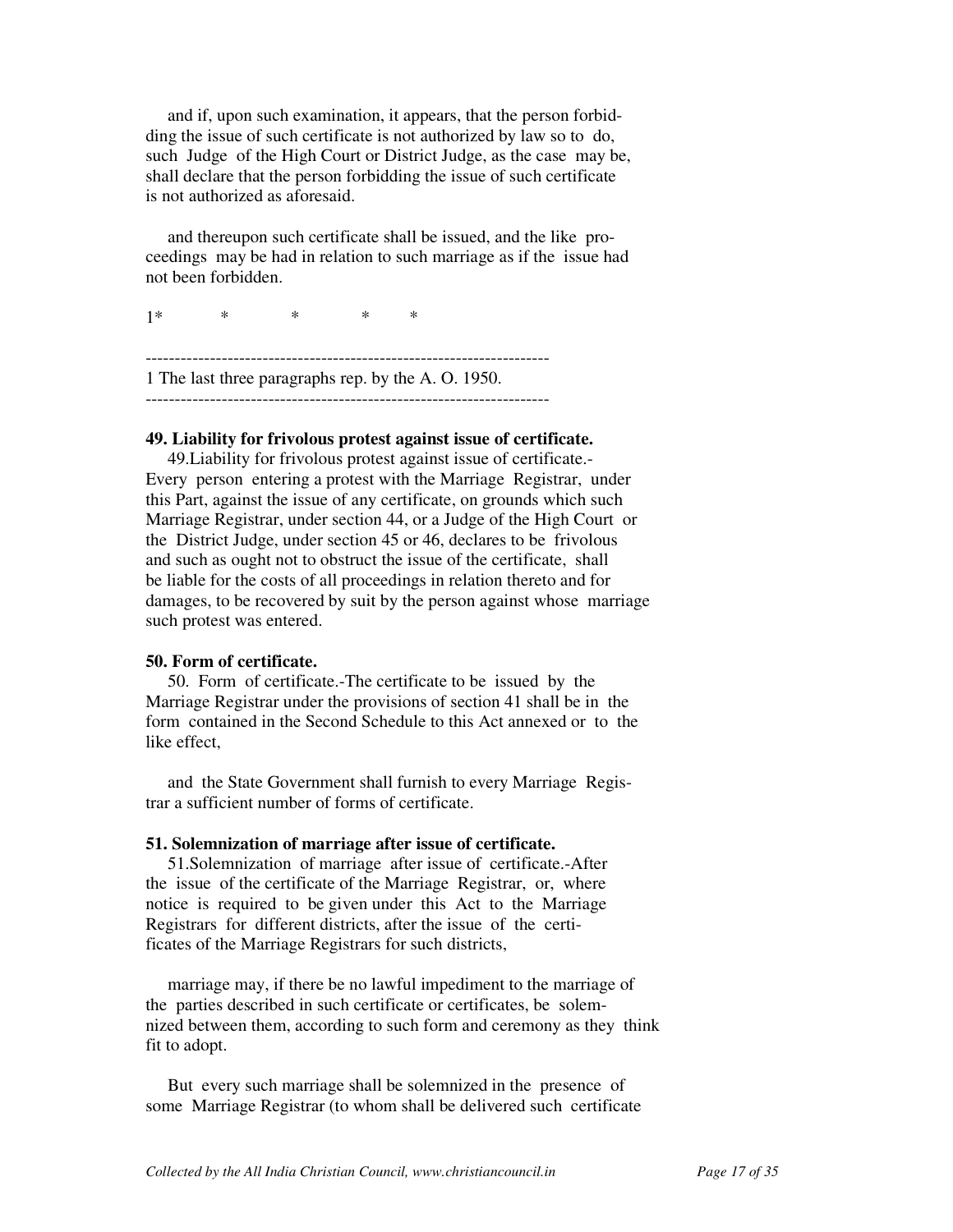and if, upon such examination, it appears, that the person forbidding the issue of such certificate is not authorized by law so to do, such Judge of the High Court or District Judge, as the case may be, shall declare that the person forbidding the issue of such certificate is not authorized as aforesaid.

and thereupon such certificate shall be issued, and the like proceedings may be had in relation to such marriage as if the issue had not been forbidden.

1* * * * *

---

1 The last three paragraphs rep. by the A. O. 1950.

---

**49. Liability for frivolous protest against issue of certificate.**

49.Liability for frivolous protest against issue of certificate.- Every person entering a protest with the Marriage Registrar, under this Part, against the issue of any certificate, on grounds which such Marriage Registrar, under section 44, or a Judge of the High Court or the District Judge, under section 45 or 46, declares to be frivolous and such as ought not to obstruct the issue of the certificate, shall be liable for the costs of all proceedings in relation thereto and for damages, to be recovered by suit by the person against whose marriage such protest was entered.

**50. Form of certificate.**

50. Form of certificate.-The certificate to be issued by the Marriage Registrar under the provisions of section 41 shall be in the form contained in the Second Schedule to this Act annexed or to the like effect,

and the State Government shall furnish to every Marriage Registrar a sufficient number of forms of certificate.

**51. Solemnization of marriage after issue of certificate.**

51.Solemnization of marriage after issue of certificate.-After the issue of the certificate of the Marriage Registrar, or, where notice is required to be given under this Act to the Marriage Registrars for different districts, after the issue of the certificates of the Marriage Registrars for such districts,

marriage may, if there be no lawful impediment to the marriage of the parties described in such certificate or certificates, be solemnized between them, according to such form and ceremony as they think fit to adopt.

But every such marriage shall be solemnized in the presence of some Marriage Registrar (to whom shall be delivered such certificate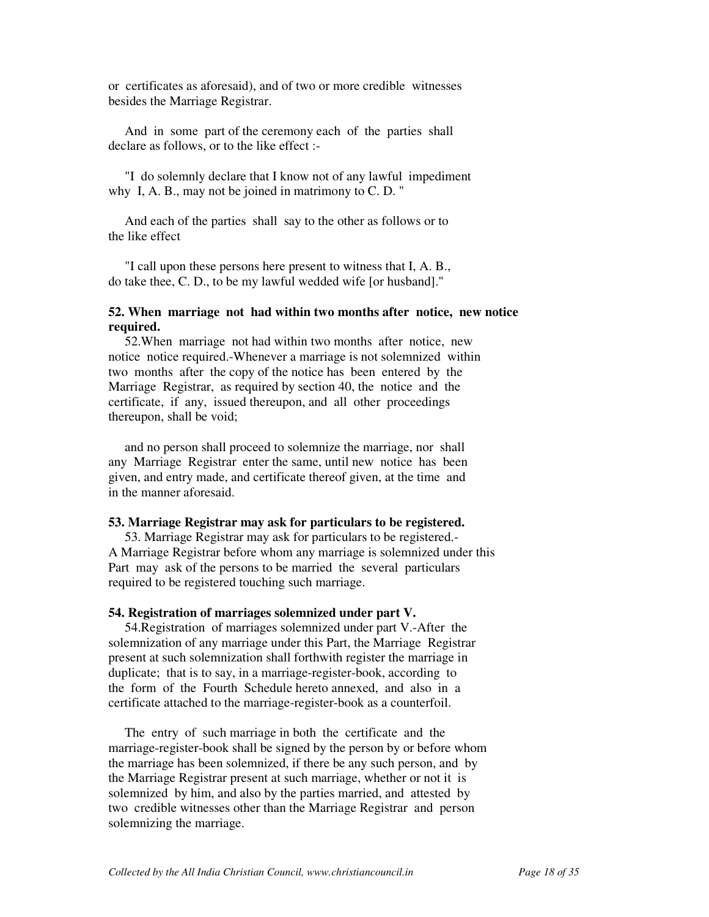or certificates as aforesaid), and of two or more credible witnesses besides the Marriage Registrar.

And in some part of the ceremony each of the parties shall declare as follows, or to the like effect :-

"I do solemnly declare that I know not of any lawful impediment why I, A. B., may not be joined in matrimony to C. D. "

And each of the parties shall say to the other as follows or to the like effect

"I call upon these persons here present to witness that I, A. B., do take thee, C. D., to be my lawful wedded wife [or husband]."

**52. When marriage not had within two months after notice, new notice required.**

52.When marriage not had within two months after notice, new notice notice required.-Whenever a marriage is not solemnized within two months after the copy of the notice has been entered by the Marriage Registrar, as required by section 40, the notice and the certificate, if any, issued thereupon, and all other proceedings thereupon, shall be void;

and no person shall proceed to solemnize the marriage, nor shall any Marriage Registrar enter the same, until new notice has been given, and entry made, and certificate thereof given, at the time and in the manner aforesaid.

**53. Marriage Registrar may ask for particulars to be registered.**

53. Marriage Registrar may ask for particulars to be registered.- A Marriage Registrar before whom any marriage is solemnized under this Part may ask of the persons to be married the several particulars required to be registered touching such marriage.

**54. Registration of marriages solemnized under part V.**

54.Registration of marriages solemnized under part V.-After the solemnization of any marriage under this Part, the Marriage Registrar present at such solemnization shall forthwith register the marriage in duplicate; that is to say, in a marriage-register-book, according to the form of the Fourth Schedule hereto annexed, and also in a certificate attached to the marriage-register-book as a counterfoil.

The entry of such marriage in both the certificate and the marriage-register-book shall be signed by the person by or before whom the marriage has been solemnized, if there be any such person, and by the Marriage Registrar present at such marriage, whether or not it is solemnized by him, and also by the parties married, and attested by two credible witnesses other than the Marriage Registrar and person solemnizing the marriage.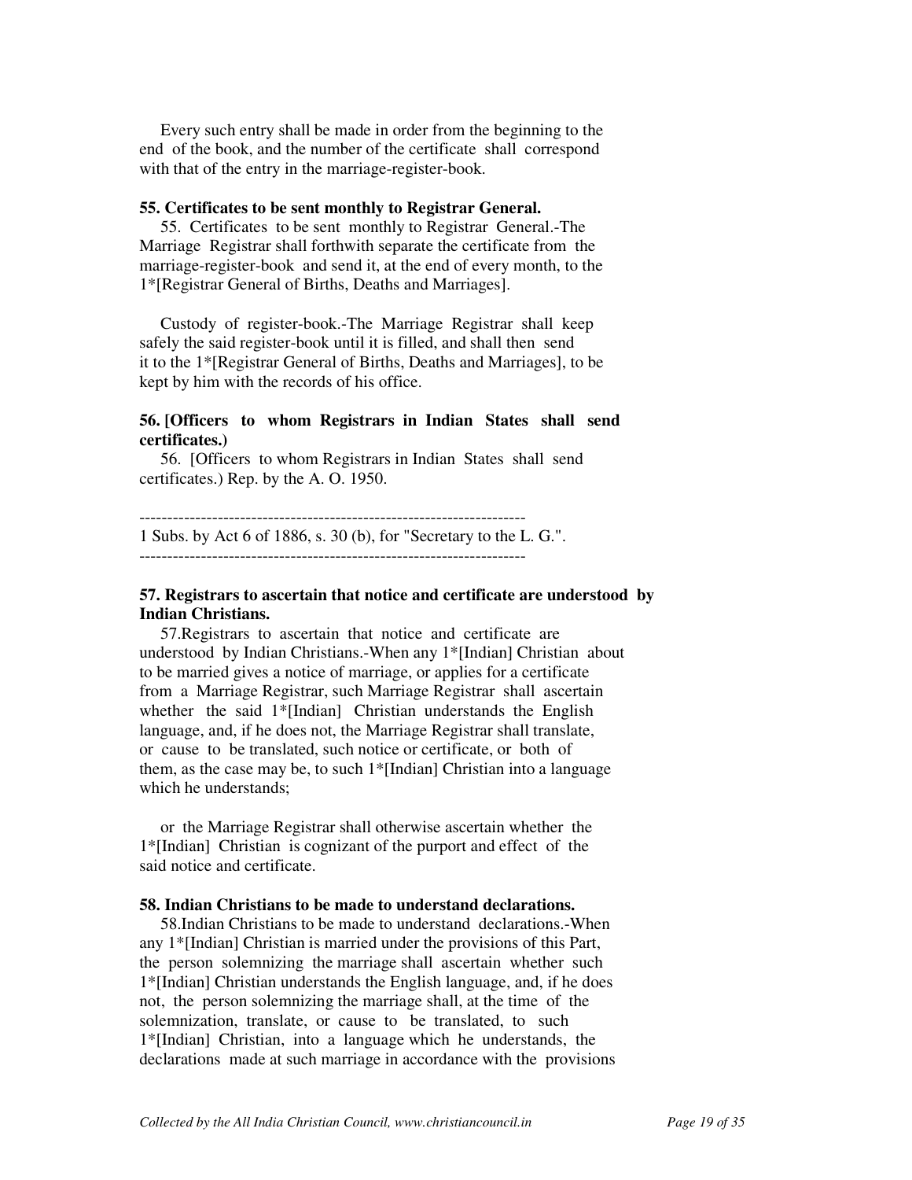Every such entry shall be made in order from the beginning to the end of the book, and the number of the certificate shall correspond with that of the entry in the marriage-register-book.

**55. Certificates to be sent monthly to Registrar General.**

55. Certificates to be sent monthly to Registrar General.-The Marriage Registrar shall forthwith separate the certificate from the marriage-register-book and send it, at the end of every month, to the 1*[Registrar General of Births, Deaths and Marriages].

Custody of register-book.-The Marriage Registrar shall keep safely the said register-book until it is filled, and shall then send it to the 1*[Registrar General of Births, Deaths and Marriages], to be kept by him with the records of his office.

**56. [Officers to whom Registrars in Indian States shall send certificates.)**

56. [Officers to whom Registrars in Indian States shall send certificates.) Rep. by the A. O. 1950.

---

1 Subs. by Act 6 of 1886, s. 30 (b), for "Secretary to the L. G.".

---

**57. Registrars to ascertain that notice and certificate are understood by Indian Christians.**

57.Registrars to ascertain that notice and certificate are understood by Indian Christians.-When any 1*[Indian] Christian about to be married gives a notice of marriage, or applies for a certificate from a Marriage Registrar, such Marriage Registrar shall ascertain whether the said 1*[Indian] Christian understands the English language, and, if he does not, the Marriage Registrar shall translate, or cause to be translated, such notice or certificate, or both of them, as the case may be, to such 1*[Indian] Christian into a language which he understands;

or the Marriage Registrar shall otherwise ascertain whether the 1*[Indian] Christian is cognizant of the purport and effect of the said notice and certificate.

**58. Indian Christians to be made to understand declarations.**

58.Indian Christians to be made to understand declarations.-When any 1*[Indian] Christian is married under the provisions of this Part, the person solemnizing the marriage shall ascertain whether such 1*[Indian] Christian understands the English language, and, if he does not, the person solemnizing the marriage shall, at the time of the solemnization, translate, or cause to be translated, to such 1*[Indian] Christian, into a language which he understands, the declarations made at such marriage in accordance with the provisions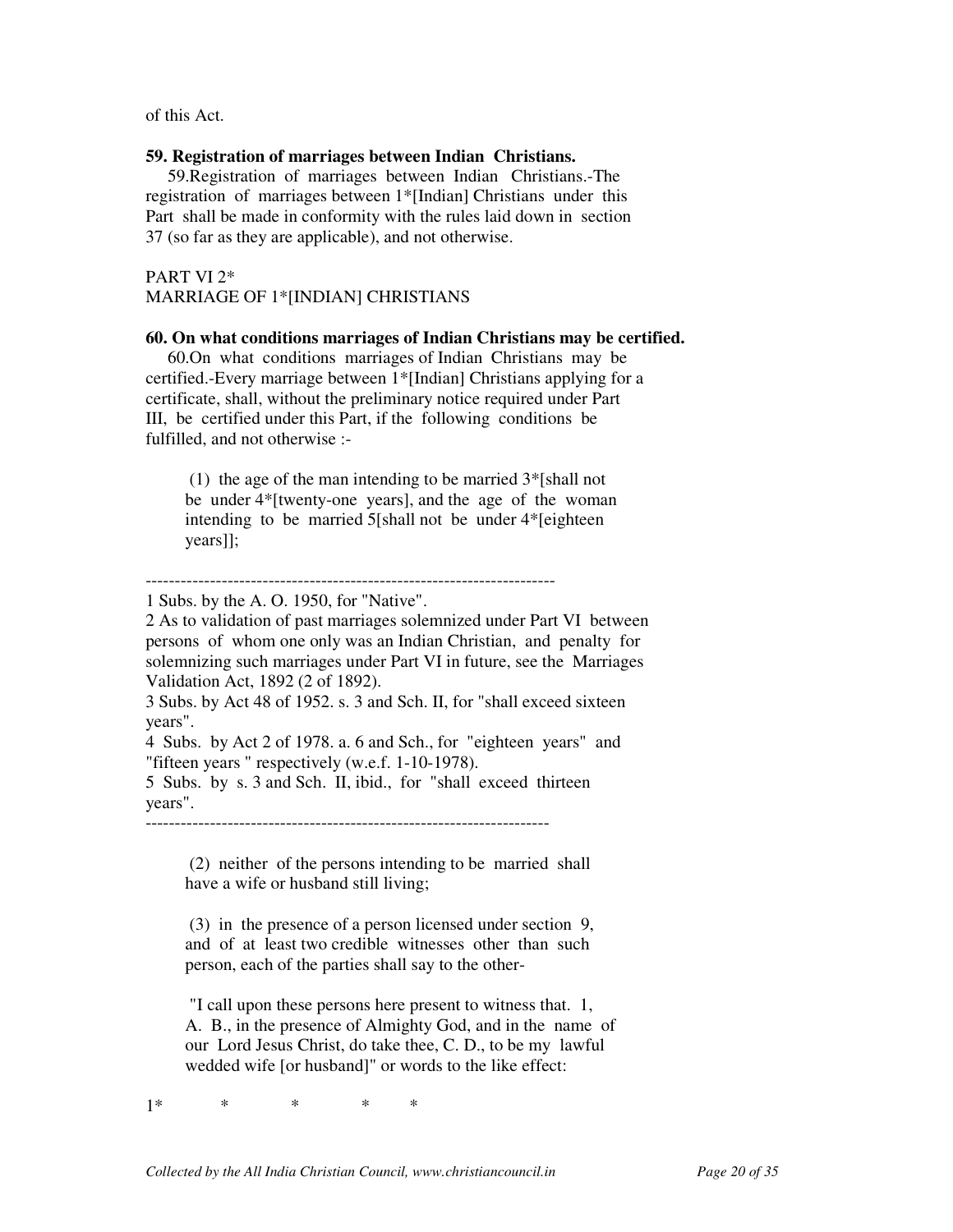of this Act.

**59. Registration of marriages between Indian Christians.**

59.Registration of marriages between Indian Christians.-The registration of marriages between 1*[Indian] Christians under this Part shall be made in conformity with the rules laid down in section 37 (so far as they are applicable), and not otherwise.

PART VI 2*
MARRIAGE OF 1*[INDIAN] CHRISTIANS

**60. On what conditions marriages of Indian Christians may be certified.**

60.On what conditions marriages of Indian Christians may be certified.-Every marriage between 1*[Indian] Christians applying for a certificate, shall, without the preliminary notice required under Part III, be certified under this Part, if the following conditions be fulfilled, and not otherwise :-

(1) the age of the man intending to be married 3*[shall not be under 4*[twenty-one years], and the age of the woman intending to be married 5[shall not be under 4*[eighteen years]];

----------------------------------------------------------------------

1 Subs. by the A. O. 1950, for "Native".

2 As to validation of past marriages solemnized under Part VI between persons of whom one only was an Indian Christian, and penalty for solemnizing such marriages under Part VI in future, see the Marriages Validation Act, 1892 (2 of 1892).

3 Subs. by Act 48 of 1952. s. 3 and Sch. II, for "shall exceed sixteen years".

4 Subs. by Act 2 of 1978. a. 6 and Sch., for "eighteen years" and "fifteen years " respectively (w.e.f. 1-10-1978).

5 Subs. by s. 3 and Sch. II, ibid., for "shall exceed thirteen years".

----------------------------------------------------------------------

(2) neither of the persons intending to be married shall have a wife or husband still living;

(3) in the presence of a person licensed under section 9, and of at least two credible witnesses other than such person, each of the parties shall say to the other-

"I call upon these persons here present to witness that. 1, A. B., in the presence of Almighty God, and in the name of our Lord Jesus Christ, do take thee, C. D., to be my lawful wedded wife [or husband]" or words to the like effect:

1* * * * *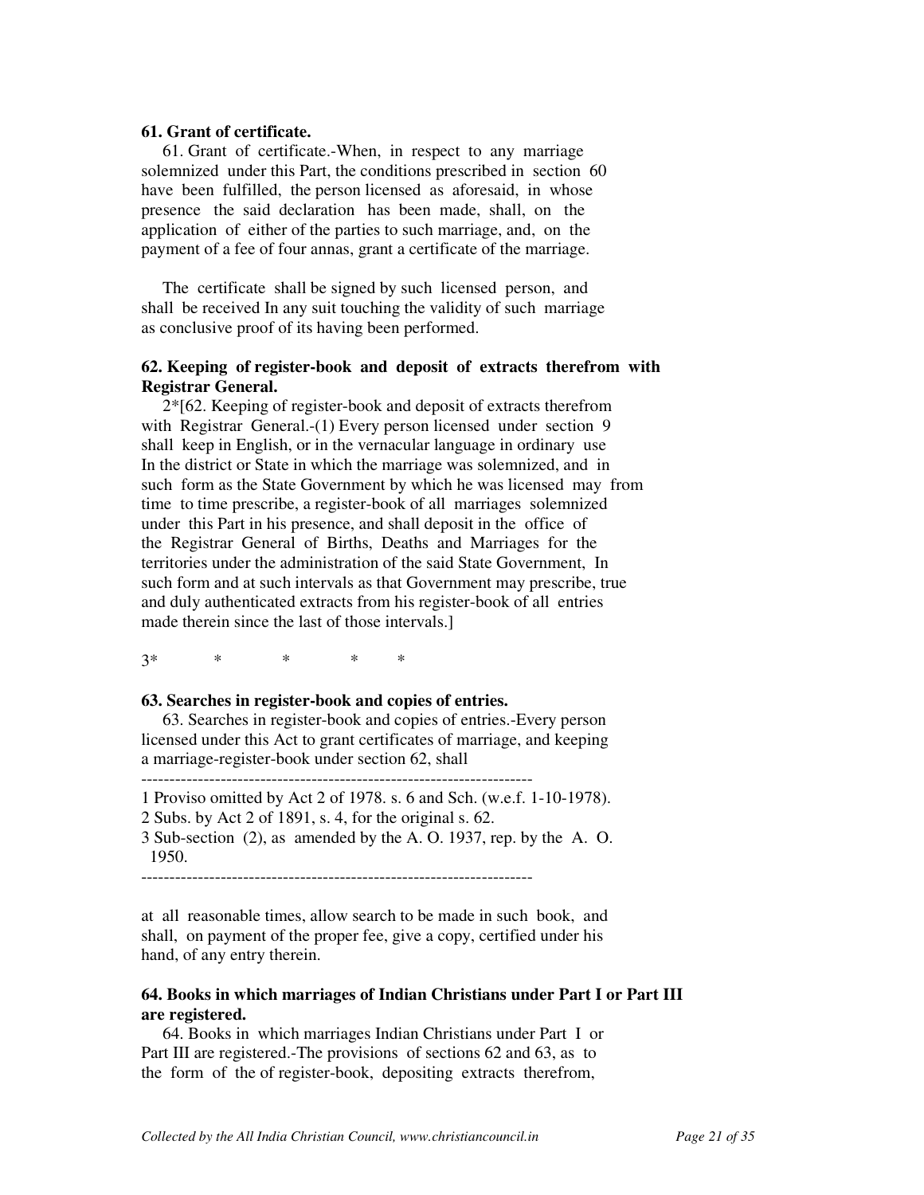**61. Grant of certificate.**

61. Grant of certificate.-When, in respect to any marriage solemnized under this Part, the conditions prescribed in section 60 have been fulfilled, the person licensed as aforesaid, in whose presence the said declaration has been made, shall, on the application of either of the parties to such marriage, and, on the payment of a fee of four annas, grant a certificate of the marriage.

The certificate shall be signed by such licensed person, and shall be received In any suit touching the validity of such marriage as conclusive proof of its having been performed.

**62. Keeping of register-book and deposit of extracts therefrom with Registrar General.**

2*[62. Keeping of register-book and deposit of extracts therefrom with Registrar General.-(1) Every person licensed under section 9 shall keep in English, or in the vernacular language in ordinary use In the district or State in which the marriage was solemnized, and in such form as the State Government by which he was licensed may from time to time prescribe, a register-book of all marriages solemnized under this Part in his presence, and shall deposit in the office of the Registrar General of Births, Deaths and Marriages for the territories under the administration of the said State Government, In such form and at such intervals as that Government may prescribe, true and duly authenticated extracts from his register-book of all entries made therein since the last of those intervals.]

3* * * * *

**63. Searches in register-book and copies of entries.**

63. Searches in register-book and copies of entries.-Every person licensed under this Act to grant certificates of marriage, and keeping a marriage-register-book under section 62, shall at all reasonable times, allow search to be made in such book, and shall, on payment of the proper fee, give a copy, certified under his hand, of any entry therein.

---

1 Proviso omitted by Act 2 of 1978. s. 6 and Sch. (w.e.f. 1-10-1978).

2 Subs. by Act 2 of 1891, s. 4, for the original s. 62.

3 Sub-section (2), as amended by the A. O. 1937, rep. by the A. O. 1950.

---

**64. Books in which marriages of Indian Christians under Part I or Part III are registered.**

64. Books in which marriages Indian Christians under Part I or Part III are registered.-The provisions of sections 62 and 63, as to the form of the of register-book, depositing extracts therefrom,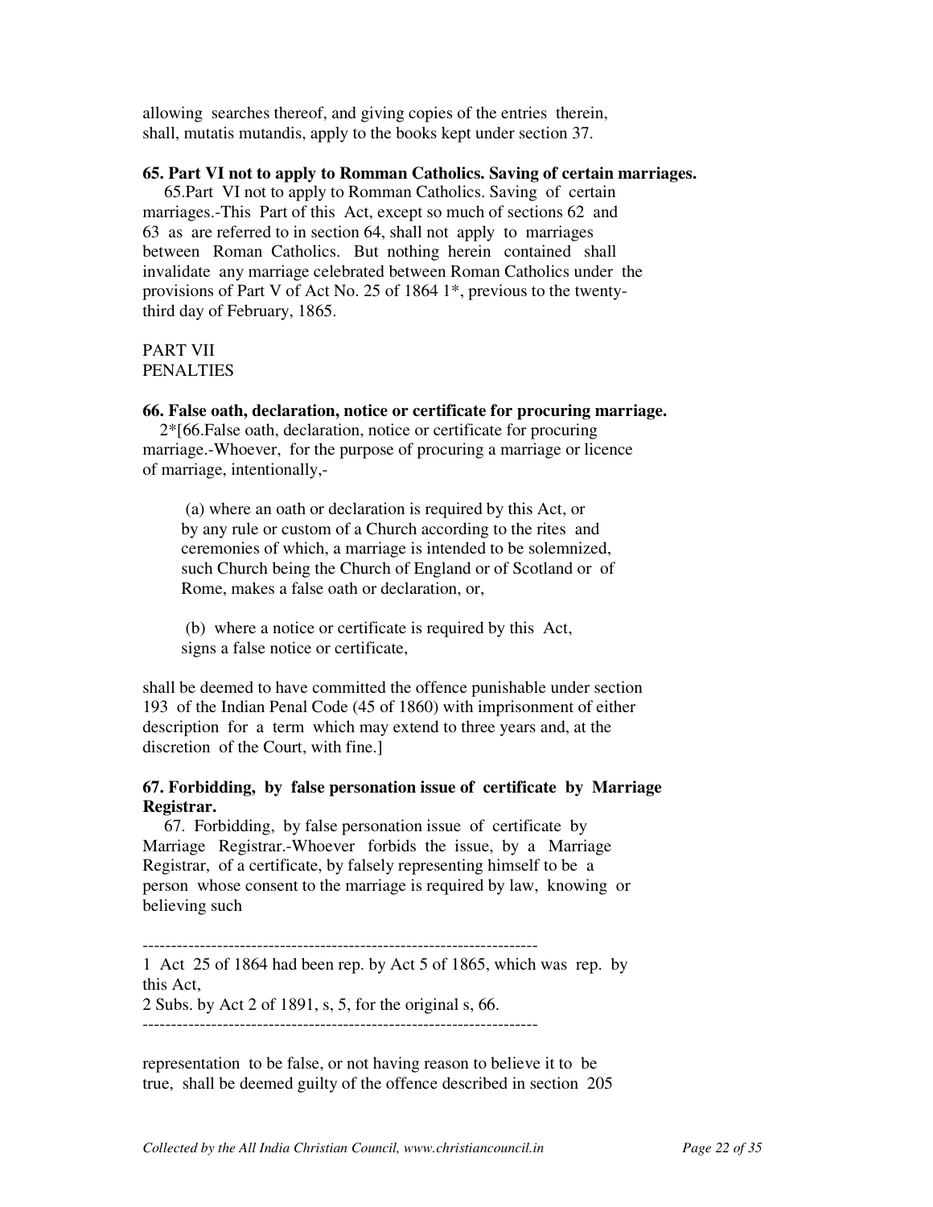allowing searches thereof, and giving copies of the entries therein, shall, mutatis mutandis, apply to the books kept under section 37.

**65. Part VI not to apply to Romman Catholics. Saving of certain marriages.**

65.Part VI not to apply to Romman Catholics. Saving of certain marriages.-This Part of this Act, except so much of sections 62 and 63 as are referred to in section 64, shall not apply to marriages between Roman Catholics. But nothing herein contained shall invalidate any marriage celebrated between Roman Catholics under the provisions of Part V of Act No. 25 of 1864 1*, previous to the twenty-third day of February, 1865.

PART VII
PENALTIES

**66. False oath, declaration, notice or certificate for procuring marriage.**

2*[66.False oath, declaration, notice or certificate for procuring marriage.-Whoever, for the purpose of procuring a marriage or licence of marriage, intentionally,-

(a) where an oath or declaration is required by this Act, or by any rule or custom of a Church according to the rites and ceremonies of which, a marriage is intended to be solemnized, such Church being the Church of England or of Scotland or of Rome, makes a false oath or declaration, or,

(b) where a notice or certificate is required by this Act, signs a false notice or certificate,

shall be deemed to have committed the offence punishable under section 193 of the Indian Penal Code (45 of 1860) with imprisonment of either description for a term which may extend to three years and, at the discretion of the Court, with fine.]

**67. Forbidding, by false personation issue of certificate by Marriage Registrar.**

67. Forbidding, by false personation issue of certificate by Marriage Registrar.-Whoever forbids the issue, by a Marriage Registrar, of a certificate, by falsely representing himself to be a person whose consent to the marriage is required by law, knowing or believing such

---

1 Act 25 of 1864 had been rep. by Act 5 of 1865, which was rep. by this Act,
2 Subs. by Act 2 of 1891, s, 5, for the original s, 66.

---

representation to be false, or not having reason to believe it to be true, shall be deemed guilty of the offence described in section 205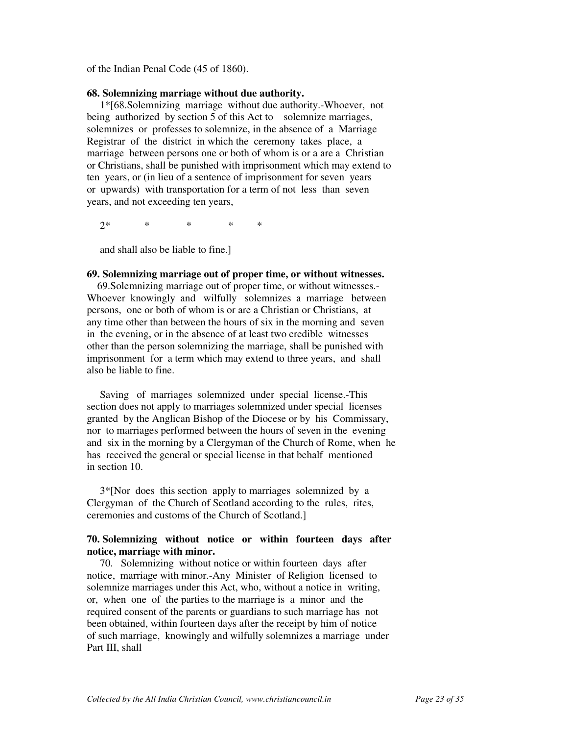of the Indian Penal Code (45 of 1860).

**68. Solemnizing marriage without due authority.**

1*[68.Solemnizing marriage without due authority.-Whoever, not being authorized by section 5 of this Act to solemnize marriages, solemnizes or professes to solemnize, in the absence of a Marriage Registrar of the district in which the ceremony takes place, a marriage between persons one or both of whom is or a are a Christian or Christians, shall be punished with imprisonment which may extend to ten years, or (in lieu of a sentence of imprisonment for seven years or upwards) with transportation for a term of not less than seven years, and not exceeding ten years,

2* * * * *

and shall also be liable to fine.]

**69. Solemnizing marriage out of proper time, or without witnesses.**

69.Solemnizing marriage out of proper time, or without witnesses.-Whoever knowingly and wilfully solemnizes a marriage between persons, one or both of whom is or are a Christian or Christians, at any time other than between the hours of six in the morning and seven in the evening, or in the absence of at least two credible witnesses other than the person solemnizing the marriage, shall be punished with imprisonment for a term which may extend to three years, and shall also be liable to fine.

Saving of marriages solemnized under special license.-This section does not apply to marriages solemnized under special licenses granted by the Anglican Bishop of the Diocese or by his Commissary, nor to marriages performed between the hours of seven in the evening and six in the morning by a Clergyman of the Church of Rome, when he has received the general or special license in that behalf mentioned in section 10.

3*[Nor does this section apply to marriages solemnized by a Clergyman of the Church of Scotland according to the rules, rites, ceremonies and customs of the Church of Scotland.]

**70. Solemnizing without notice or within fourteen days after notice, marriage with minor.**

70. Solemnizing without notice or within fourteen days after notice, marriage with minor.-Any Minister of Religion licensed to solemnize marriages under this Act, who, without a notice in writing, or, when one of the parties to the marriage is a minor and the required consent of the parents or guardians to such marriage has not been obtained, within fourteen days after the receipt by him of notice of such marriage, knowingly and wilfully solemnizes a marriage under Part III, shall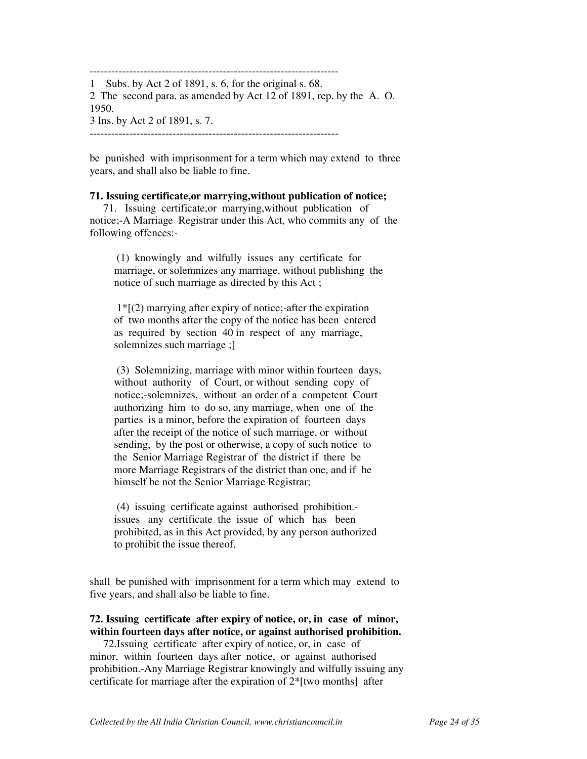---------------------------------------------------------------------

1 Subs. by Act 2 of 1891, s. 6, for the original s. 68.

2 The second para. as amended by Act 12 of 1891, rep. by the A. O. 1950.

3 Ins. by Act 2 of 1891, s. 7.

---------------------------------------------------------------------

be punished with imprisonment for a term which may extend to three years, and shall also be liable to fine.

**71. Issuing certificate,or marrying,without publication of notice;**

71. Issuing certificate,or marrying,without publication of notice;-A Marriage Registrar under this Act, who commits any of the following offences:-

(1) knowingly and wilfully issues any certificate for marriage, or solemnizes any marriage, without publishing the notice of such marriage as directed by this Act ;

1*[(2) marrying after expiry of notice;-after the expiration of two months after the copy of the notice has been entered as required by section 40 in respect of any marriage, solemnizes such marriage ;]

(3) Solemnizing, marriage with minor within fourteen days, without authority of Court, or without sending copy of notice;-solemnizes, without an order of a competent Court authorizing him to do so, any marriage, when one of the parties is a minor, before the expiration of fourteen days after the receipt of the notice of such marriage, or without sending, by the post or otherwise, a copy of such notice to the Senior Marriage Registrar of the district if there be more Marriage Registrars of the district than one, and if he himself be not the Senior Marriage Registrar;

(4) issuing certificate against authorised prohibition.- issues any certificate the issue of which has been prohibited, as in this Act provided, by any person authorized to prohibit the issue thereof,

shall be punished with imprisonment for a term which may extend to five years, and shall also be liable to fine.

**72. Issuing certificate after expiry of notice, or, in case of minor, within fourteen days after notice, or against authorised prohibition.**

72.Issuing certificate after expiry of notice, or, in case of minor, within fourteen days after notice, or against authorised prohibition.-Any Marriage Registrar knowingly and wilfully issuing any certificate for marriage after the expiration of 2*[two months] after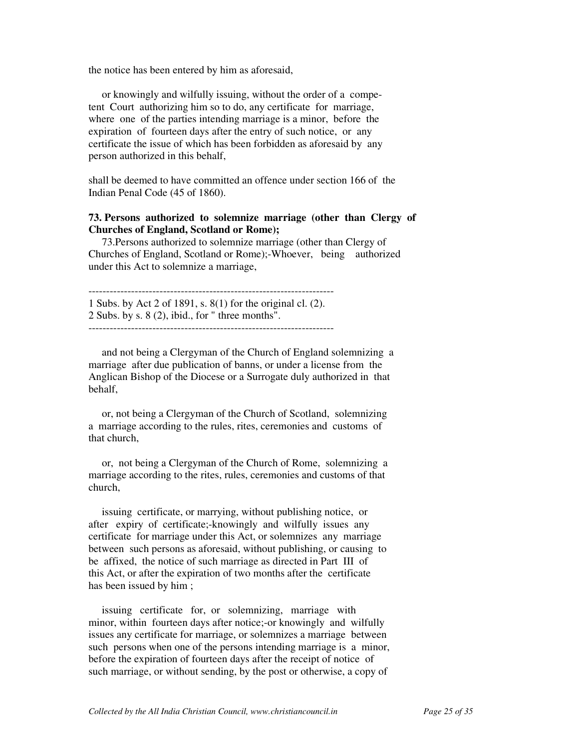the notice has been entered by him as aforesaid,

or knowingly and wilfully issuing, without the order of a competent Court authorizing him so to do, any certificate for marriage, where one of the parties intending marriage is a minor, before the expiration of fourteen days after the entry of such notice, or any certificate the issue of which has been forbidden as aforesaid by any person authorized in this behalf,

shall be deemed to have committed an offence under section 166 of the Indian Penal Code (45 of 1860).

**73. Persons authorized to solemnize marriage (other than Clergy of Churches of England, Scotland or Rome);**

73.Persons authorized to solemnize marriage (other than Clergy of Churches of England, Scotland or Rome);-Whoever, being authorized under this Act to solemnize a marriage,

---

1 Subs. by Act 2 of 1891, s. 8(1) for the original cl. (2).
2 Subs. by s. 8 (2), ibid., for " three months".

---

and not being a Clergyman of the Church of England solemnizing a marriage after due publication of banns, or under a license from the Anglican Bishop of the Diocese or a Surrogate duly authorized in that behalf,

or, not being a Clergyman of the Church of Scotland, solemnizing a marriage according to the rules, rites, ceremonies and customs of that church,

or, not being a Clergyman of the Church of Rome, solemnizing a marriage according to the rites, rules, ceremonies and customs of that church,

issuing certificate, or marrying, without publishing notice, or after expiry of certificate;-knowingly and wilfully issues any certificate for marriage under this Act, or solemnizes any marriage between such persons as aforesaid, without publishing, or causing to be affixed, the notice of such marriage as directed in Part III of this Act, or after the expiration of two months after the certificate has been issued by him ;

issuing certificate for, or solemnizing, marriage with minor, within fourteen days after notice;-or knowingly and wilfully issues any certificate for marriage, or solemnizes a marriage between such persons when one of the persons intending marriage is a minor, before the expiration of fourteen days after the receipt of notice of such marriage, or without sending, by the post or otherwise, a copy of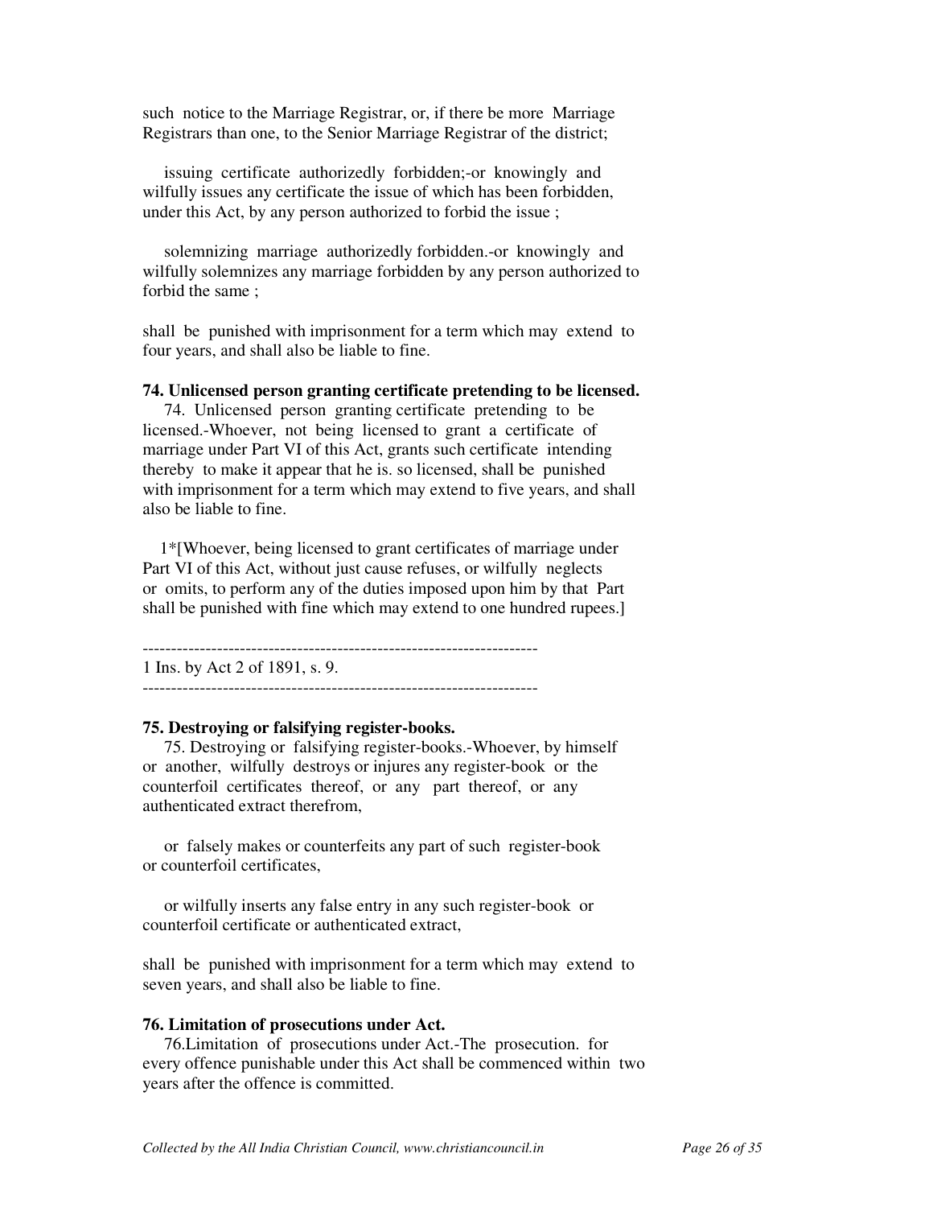such notice to the Marriage Registrar, or, if there be more Marriage Registrars than one, to the Senior Marriage Registrar of the district;

issuing certificate authorizedly forbidden;-or knowingly and wilfully issues any certificate the issue of which has been forbidden, under this Act, by any person authorized to forbid the issue ;

solemnizing marriage authorizedly forbidden.-or knowingly and wilfully solemnizes any marriage forbidden by any person authorized to forbid the same ;

shall be punished with imprisonment for a term which may extend to four years, and shall also be liable to fine.

**74. Unlicensed person granting certificate pretending to be licensed.**

74. Unlicensed person granting certificate pretending to be licensed.-Whoever, not being licensed to grant a certificate of marriage under Part VI of this Act, grants such certificate intending thereby to make it appear that he is. so licensed, shall be punished with imprisonment for a term which may extend to five years, and shall also be liable to fine.

1*[Whoever, being licensed to grant certificates of marriage under Part VI of this Act, without just cause refuses, or wilfully neglects or omits, to perform any of the duties imposed upon him by that Part shall be punished with fine which may extend to one hundred rupees.]

---------------------------------------------------------------------

1 Ins. by Act 2 of 1891, s. 9.

---------------------------------------------------------------------

**75. Destroying or falsifying register-books.**

75. Destroying or falsifying register-books.-Whoever, by himself or another, wilfully destroys or injures any register-book or the counterfoil certificates thereof, or any part thereof, or any authenticated extract therefrom,

or falsely makes or counterfeits any part of such register-book or counterfoil certificates,

or wilfully inserts any false entry in any such register-book or counterfoil certificate or authenticated extract,

shall be punished with imprisonment for a term which may extend to seven years, and shall also be liable to fine.

**76. Limitation of prosecutions under Act.**

76.Limitation of prosecutions under Act.-The prosecution. for every offence punishable under this Act shall be commenced within two years after the offence is committed.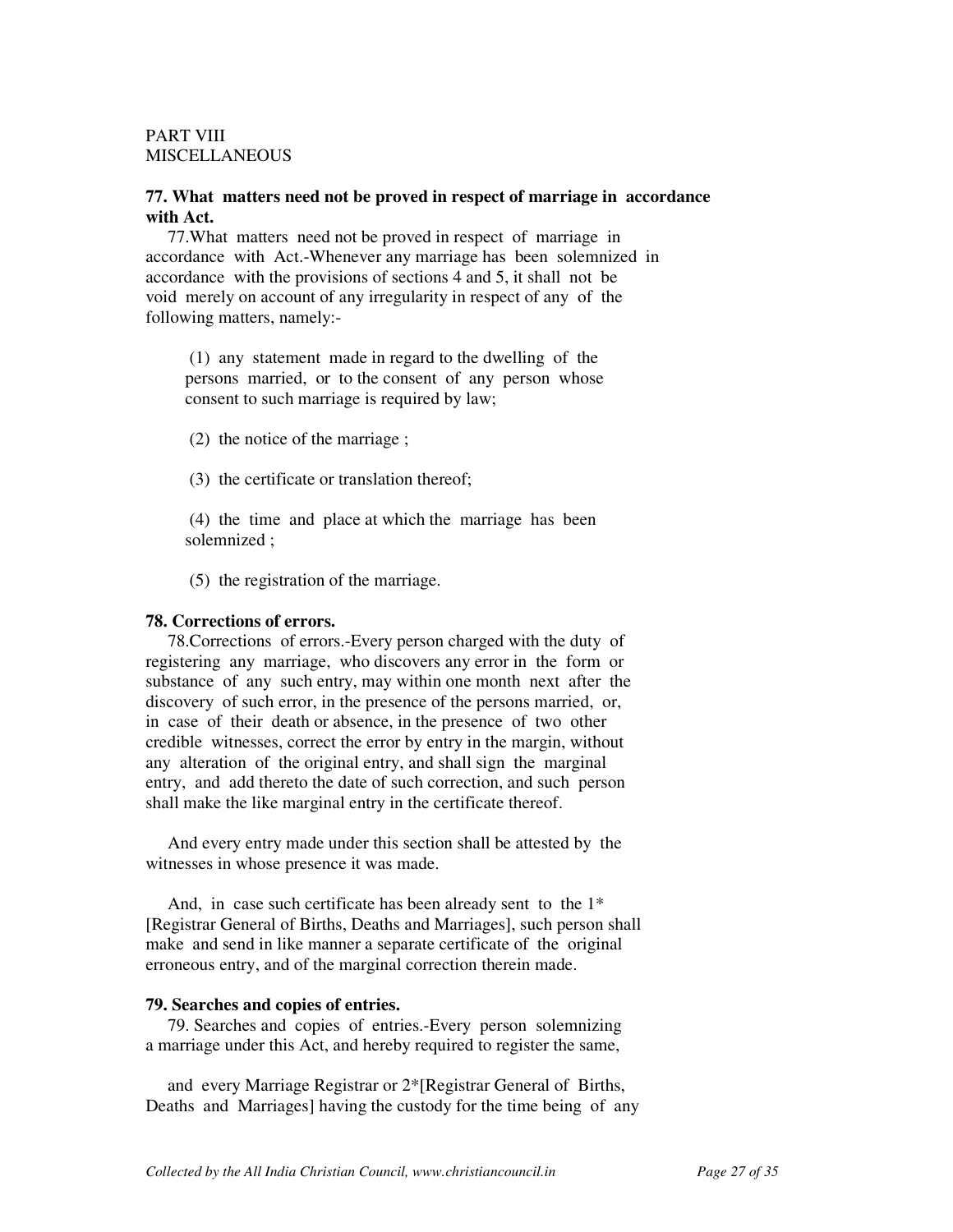PART VIII
MISCELLANEOUS

**77. What matters need not be proved in respect of marriage in accordance with Act.**

77.What matters need not be proved in respect of marriage in accordance with Act.-Whenever any marriage has been solemnized in accordance with the provisions of sections 4 and 5, it shall not be void merely on account of any irregularity in respect of any of the following matters, namely:-

(1) any statement made in regard to the dwelling of the persons married, or to the consent of any person whose consent to such marriage is required by law;

(2) the notice of the marriage ;

(3) the certificate or translation thereof;

(4) the time and place at which the marriage has been solemnized ;

(5) the registration of the marriage.

**78. Corrections of errors.**

78.Corrections of errors.-Every person charged with the duty of registering any marriage, who discovers any error in the form or substance of any such entry, may within one month next after the discovery of such error, in the presence of the persons married, or, in case of their death or absence, in the presence of two other credible witnesses, correct the error by entry in the margin, without any alteration of the original entry, and shall sign the marginal entry, and add thereto the date of such correction, and such person shall make the like marginal entry in the certificate thereof.

And every entry made under this section shall be attested by the witnesses in whose presence it was made.

And, in case such certificate has been already sent to the 1*[Registrar General of Births, Deaths and Marriages], such person shall make and send in like manner a separate certificate of the original erroneous entry, and of the marginal correction therein made.

**79. Searches and copies of entries.**

79. Searches and copies of entries.-Every person solemnizing a marriage under this Act, and hereby required to register the same,

and every Marriage Registrar or 2*[Registrar General of Births, Deaths and Marriages] having the custody for the time being of any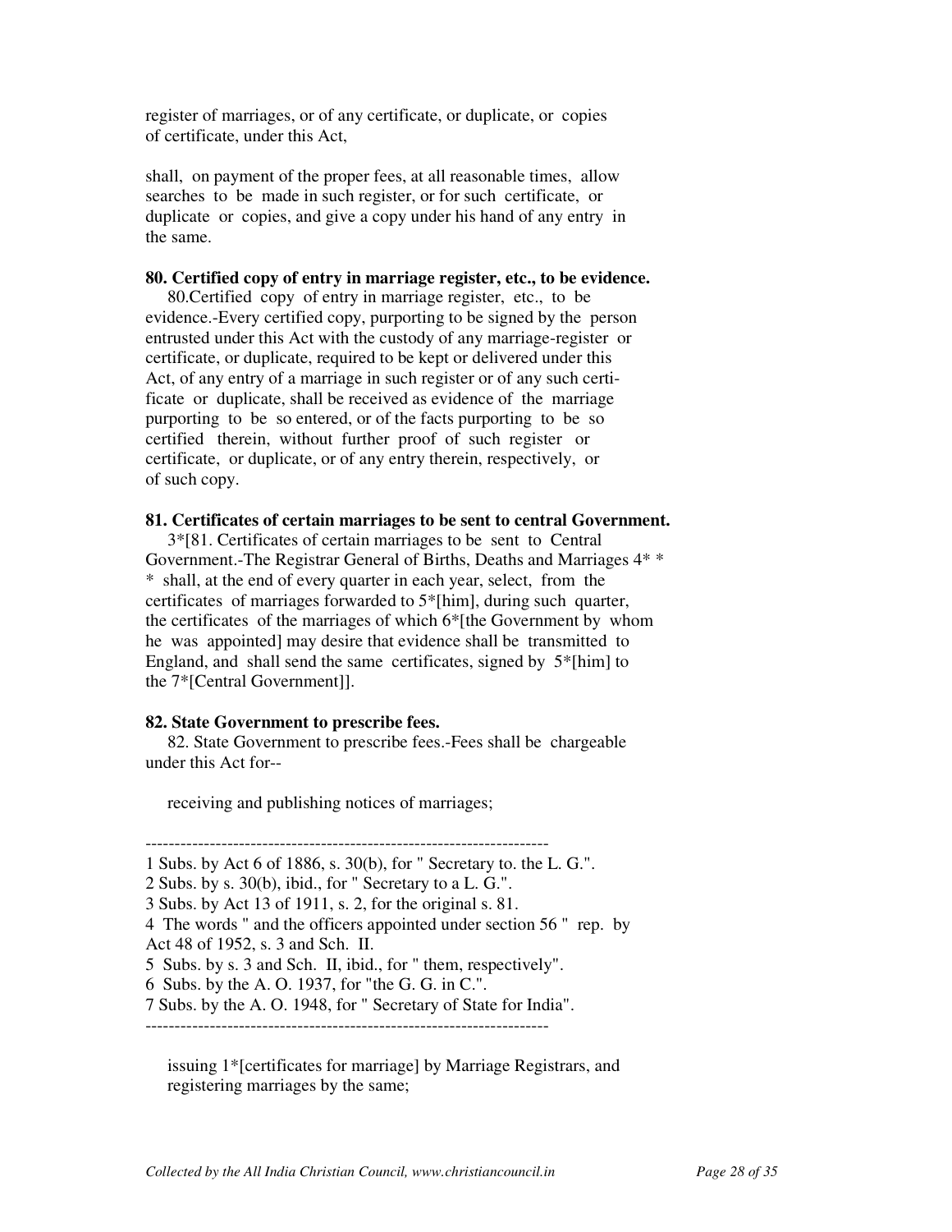register of marriages, or of any certificate, or duplicate, or copies of certificate, under this Act,

shall, on payment of the proper fees, at all reasonable times, allow searches to be made in such register, or for such certificate, or duplicate or copies, and give a copy under his hand of any entry in the same.

**80. Certified copy of entry in marriage register, etc., to be evidence.**

80.Certified copy of entry in marriage register, etc., to be evidence.-Every certified copy, purporting to be signed by the person entrusted under this Act with the custody of any marriage-register or certificate, or duplicate, required to be kept or delivered under this Act, of any entry of a marriage in such register or of any such certificate or duplicate, shall be received as evidence of the marriage purporting to be so entered, or of the facts purporting to be so certified therein, without further proof of such register or certificate, or duplicate, or of any entry therein, respectively, or of such copy.

**81. Certificates of certain marriages to be sent to central Government.**

3*[81. Certificates of certain marriages to be sent to Central Government.-The Registrar General of Births, Deaths and Marriages 4* * * shall, at the end of every quarter in each year, select, from the certificates of marriages forwarded to 5*[him], during such quarter, the certificates of the marriages of which 6*[the Government by whom he was appointed] may desire that evidence shall be transmitted to England, and shall send the same certificates, signed by 5*[him] to the 7*[Central Government]].

**82. State Government to prescribe fees.**

82. State Government to prescribe fees.-Fees shall be chargeable under this Act for--

receiving and publishing notices of marriages;

---

1 Subs. by Act 6 of 1886, s. 30(b), for " Secretary to. the L. G.".
2 Subs. by s. 30(b), ibid., for " Secretary to a L. G.".
3 Subs. by Act 13 of 1911, s. 2, for the original s. 81.
4 The words " and the officers appointed under section 56 " rep. by Act 48 of 1952, s. 3 and Sch. II.
5 Subs. by s. 3 and Sch. II, ibid., for " them, respectively".
6 Subs. by the A. O. 1937, for "the G. G. in C.".
7 Subs. by the A. O. 1948, for " Secretary of State for India".

---

issuing 1*[certificates for marriage] by Marriage Registrars, and registering marriages by the same;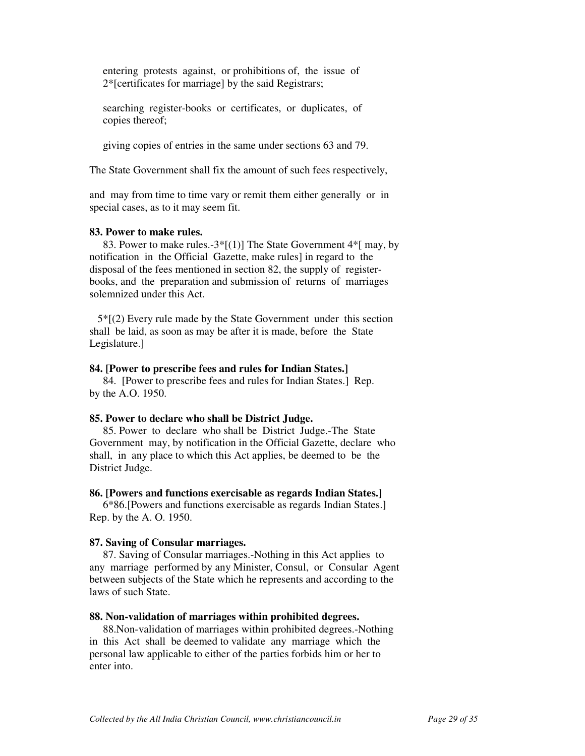entering protests against, or prohibitions of, the issue of 2*[certificates for marriage] by the said Registrars;

searching register-books or certificates, or duplicates, of copies thereof;

giving copies of entries in the same under sections 63 and 79.

The State Government shall fix the amount of such fees respectively,

and may from time to time vary or remit them either generally or in special cases, as to it may seem fit.

**83. Power to make rules.**

83. Power to make rules.-3*[(1)] The State Government 4*[ may, by notification in the Official Gazette, make rules] in regard to the disposal of the fees mentioned in section 82, the supply of register-books, and the preparation and submission of returns of marriages solemnized under this Act.

5*[(2) Every rule made by the State Government under this section shall be laid, as soon as may be after it is made, before the State Legislature.]

**84. [Power to prescribe fees and rules for Indian States.]**

84. [Power to prescribe fees and rules for Indian States.] Rep. by the A.O. 1950.

**85. Power to declare who shall be District Judge.**

85. Power to declare who shall be District Judge.-The State Government may, by notification in the Official Gazette, declare who shall, in any place to which this Act applies, be deemed to be the District Judge.

**86. [Powers and functions exercisable as regards Indian States.]**

6*86.[Powers and functions exercisable as regards Indian States.] Rep. by the A. O. 1950.

**87. Saving of Consular marriages.**

87. Saving of Consular marriages.-Nothing in this Act applies to any marriage performed by any Minister, Consul, or Consular Agent between subjects of the State which he represents and according to the laws of such State.

**88. Non-validation of marriages within prohibited degrees.**

88.Non-validation of marriages within prohibited degrees.-Nothing in this Act shall be deemed to validate any marriage which the personal law applicable to either of the parties forbids him or her to enter into.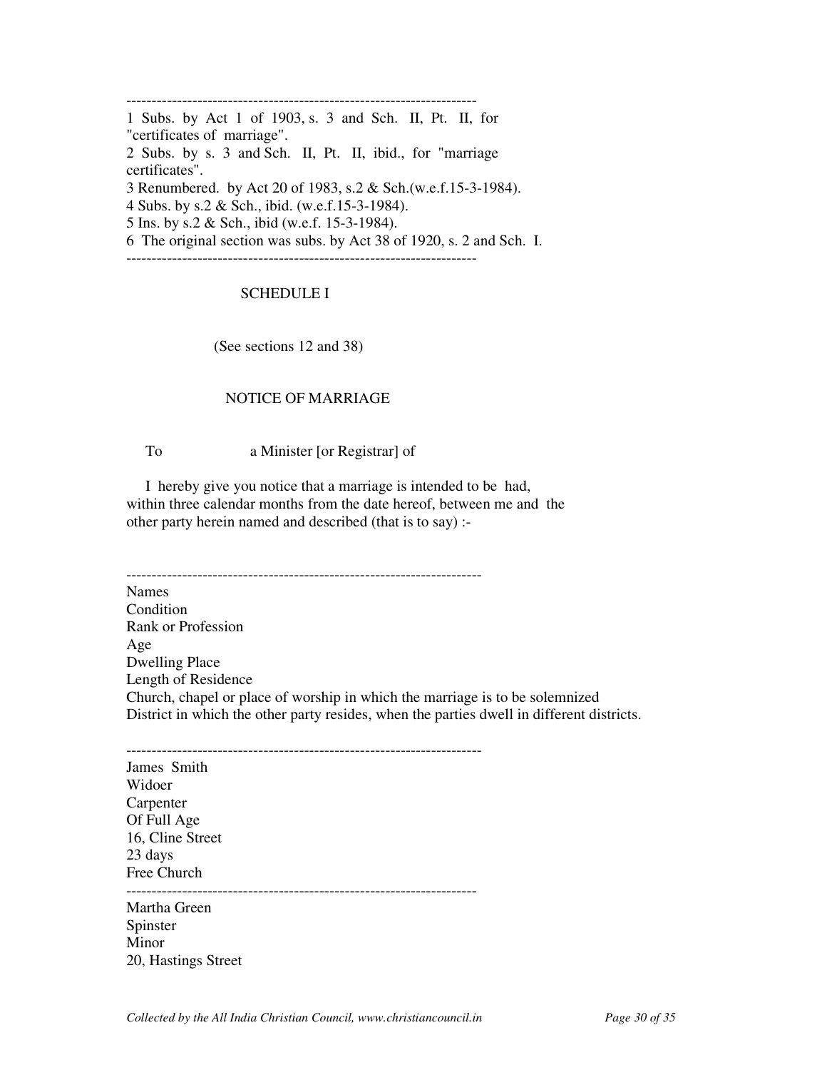---------------------------------------------------------------------

1 Subs. by Act 1 of 1903, s. 3 and Sch. II, Pt. II, for "certificates of marriage".
2 Subs. by s. 3 and Sch. II, Pt. II, ibid., for "marriage certificates".
3 Renumbered. by Act 20 of 1983, s.2 & Sch.(w.e.f.15-3-1984).
4 Subs. by s.2 & Sch., ibid. (w.e.f.15-3-1984).
5 Ins. by s.2 & Sch., ibid (w.e.f. 15-3-1984).
6 The original section was subs. by Act 38 of 1920, s. 2 and Sch. I.

---------------------------------------------------------------------

## SCHEDULE I

(See sections 12 and 38)

### NOTICE OF MARRIAGE

To a Minister [or Registrar] of

I hereby give you notice that a marriage is intended to be had, within three calendar months from the date hereof, between me and the other party herein named and described (that is to say) :-

---------------------------------------------------------------------

Names
Condition
Rank or Profession
Age
Dwelling Place
Length of Residence
Church, chapel or place of worship in which the marriage is to be solemnized
District in which the other party resides, when the parties dwell in different districts.

---------------------------------------------------------------------

James Smith
Widoer
Carpenter
Of Full Age
16, Cline Street
23 days
Free Church

---------------------------------------------------------------------

Martha Green
Spinster
Minor
20, Hastings Street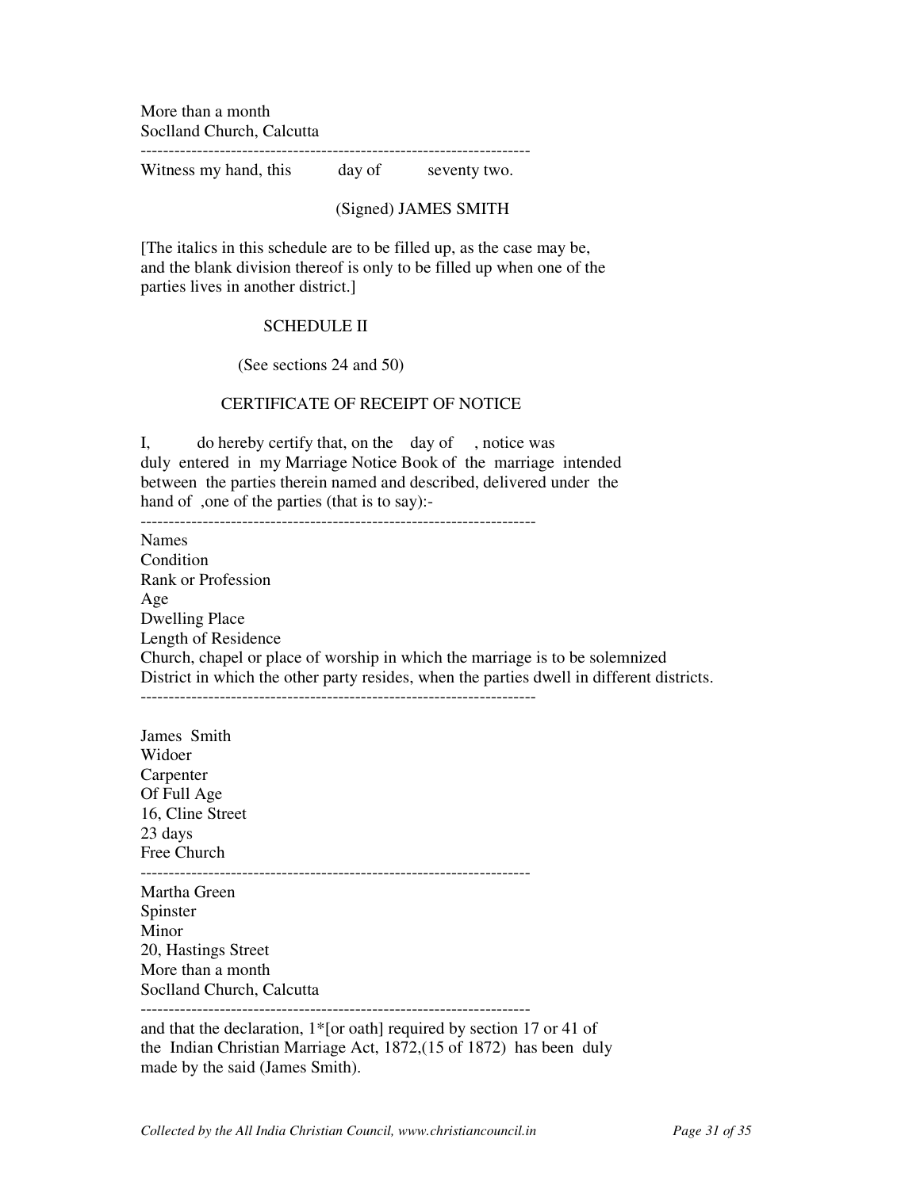More than a month
Soclland Church, Calcutta

---

Witness my hand, this day of seventy two.

(Signed) JAMES SMITH

[The italics in this schedule are to be filled up, as the case may be, and the blank division thereof is only to be filled up when one of the parties lives in another district.]

## SCHEDULE II

(See sections 24 and 50)

### CERTIFICATE OF RECEIPT OF NOTICE

I, do hereby certify that, on the day of , notice was duly entered in my Marriage Notice Book of the marriage intended between the parties therein named and described, delivered under the hand of ,one of the parties (that is to say):-

---

Names
Condition
Rank or Profession
Age
Dwelling Place
Length of Residence
Church, chapel or place of worship in which the marriage is to be solemnized
District in which the other party resides, when the parties dwell in different districts.

---

James Smith
Widoer
Carpenter
Of Full Age
16, Cline Street
23 days
Free Church

---

Martha Green
Spinster
Minor
20, Hastings Street
More than a month
Soclland Church, Calcutta

---

and that the declaration, 1*[or oath] required by section 17 or 41 of the Indian Christian Marriage Act, 1872,(15 of 1872) has been duly made by the said (James Smith).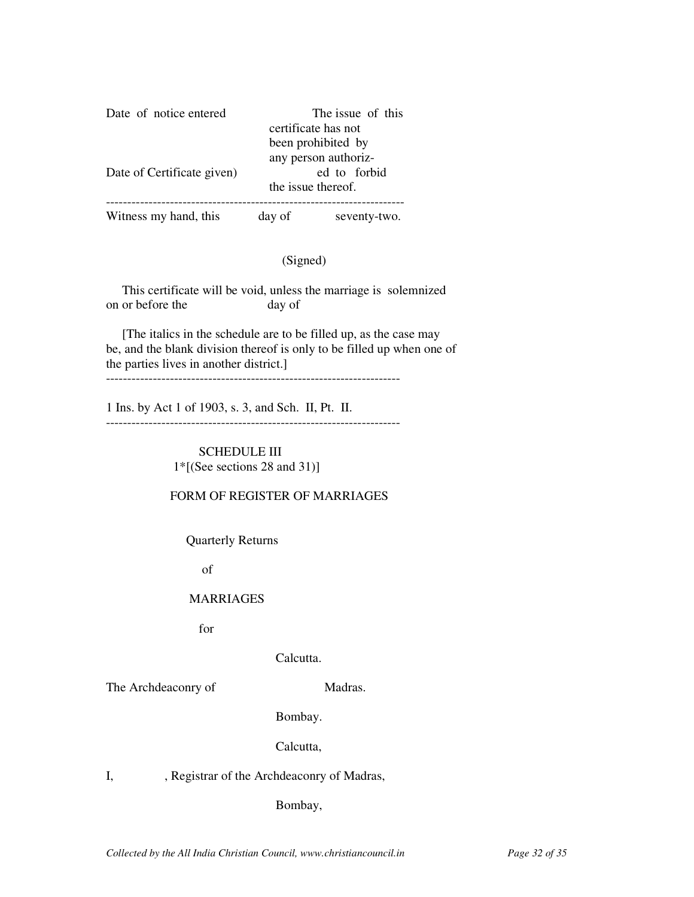| Date of notice entered | The issue of this certificate has not been prohibited by any person authoriz- |
|---|---|
| Date of Certificate given) | ed to forbid the issue thereof. |

-----------------------------------------------------------------------

Witness my hand, this day of seventy-two.

(Signed)

This certificate will be void, unless the marriage is solemnized on or before the day of

[The italics in the schedule are to be filled up, as the case may be, and the blank division thereof is only to be filled up when one of the parties lives in another district.]

---------------------------------------------------------------------

1 Ins. by Act 1 of 1903, s. 3, and Sch. II, Pt. II.

---------------------------------------------------------------------

SCHEDULE III

1*[(See sections 28 and 31)]

FORM OF REGISTER OF MARRIAGES

Quarterly Returns

of

MARRIAGES

for

The Archdeaconry of Calcutta. Madras. Bombay.

I, , Registrar of the Archdeaconry of Calcutta, Madras, Bombay,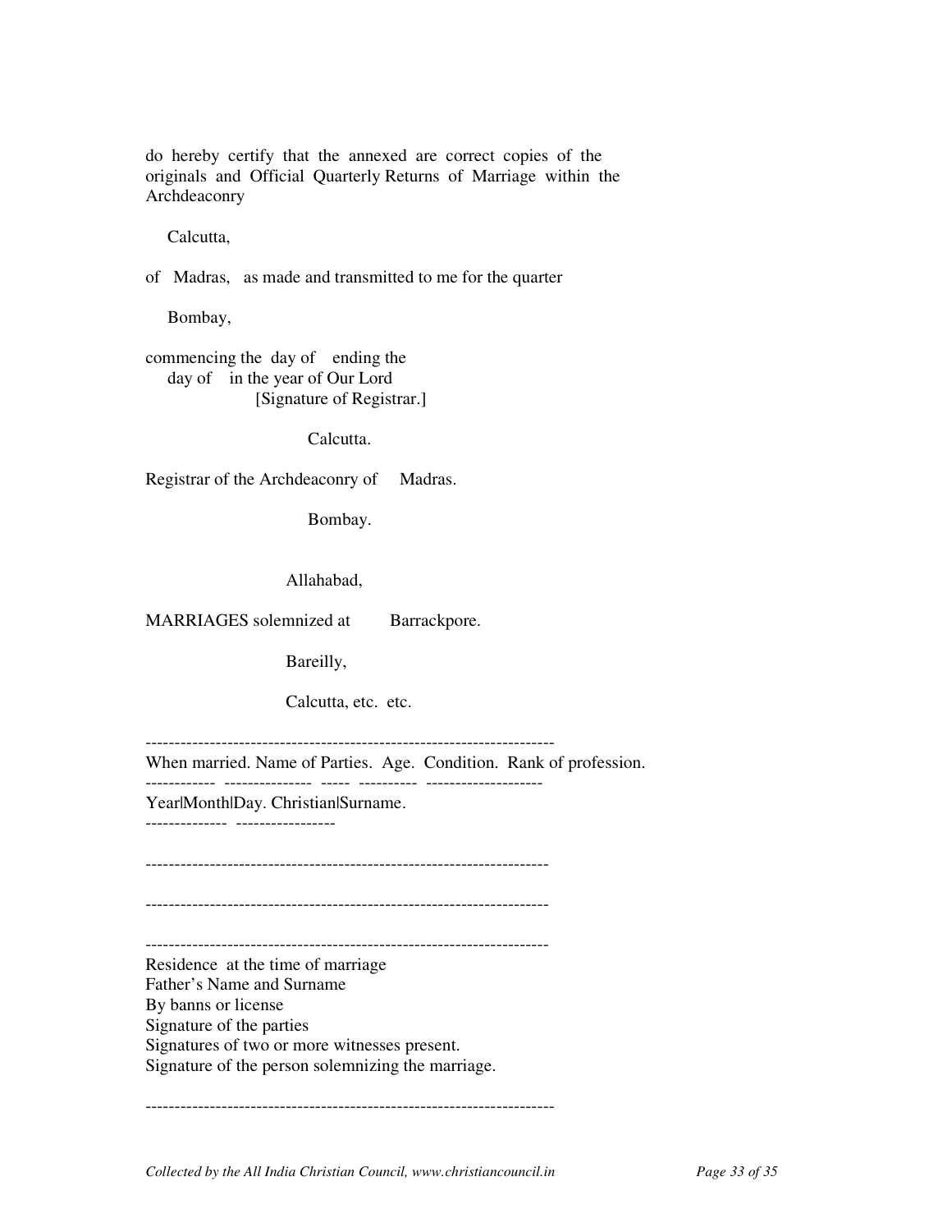do hereby certify that the annexed are correct copies of the originals and Official Quarterly Returns of Marriage within the Archdeaconry

Calcutta,

of Madras, as made and transmitted to me for the quarter

Bombay,

commencing the day of ending the
day of in the year of Our Lord
[Signature of Registrar.]

Calcutta.

Registrar of the Archdeaconry of Madras.

Bombay.

Allahabad,

MARRIAGES solemnized at Barrackpore.

Bareilly,

Calcutta, etc. etc.

---------------------------------------------------------------------

When married. Name of Parties. Age. Condition. Rank of profession.

------------ --------------- ----- ---------- --------------------

Year|Month|Day. Christian|Surname.

-------------- -----------------

---------------------------------------------------------------------

---------------------------------------------------------------------

---------------------------------------------------------------------

Residence at the time of marriage
Father's Name and Surname
By banns or license
Signature of the parties
Signatures of two or more witnesses present.
Signature of the person solemnizing the marriage.

---------------------------------------------------------------------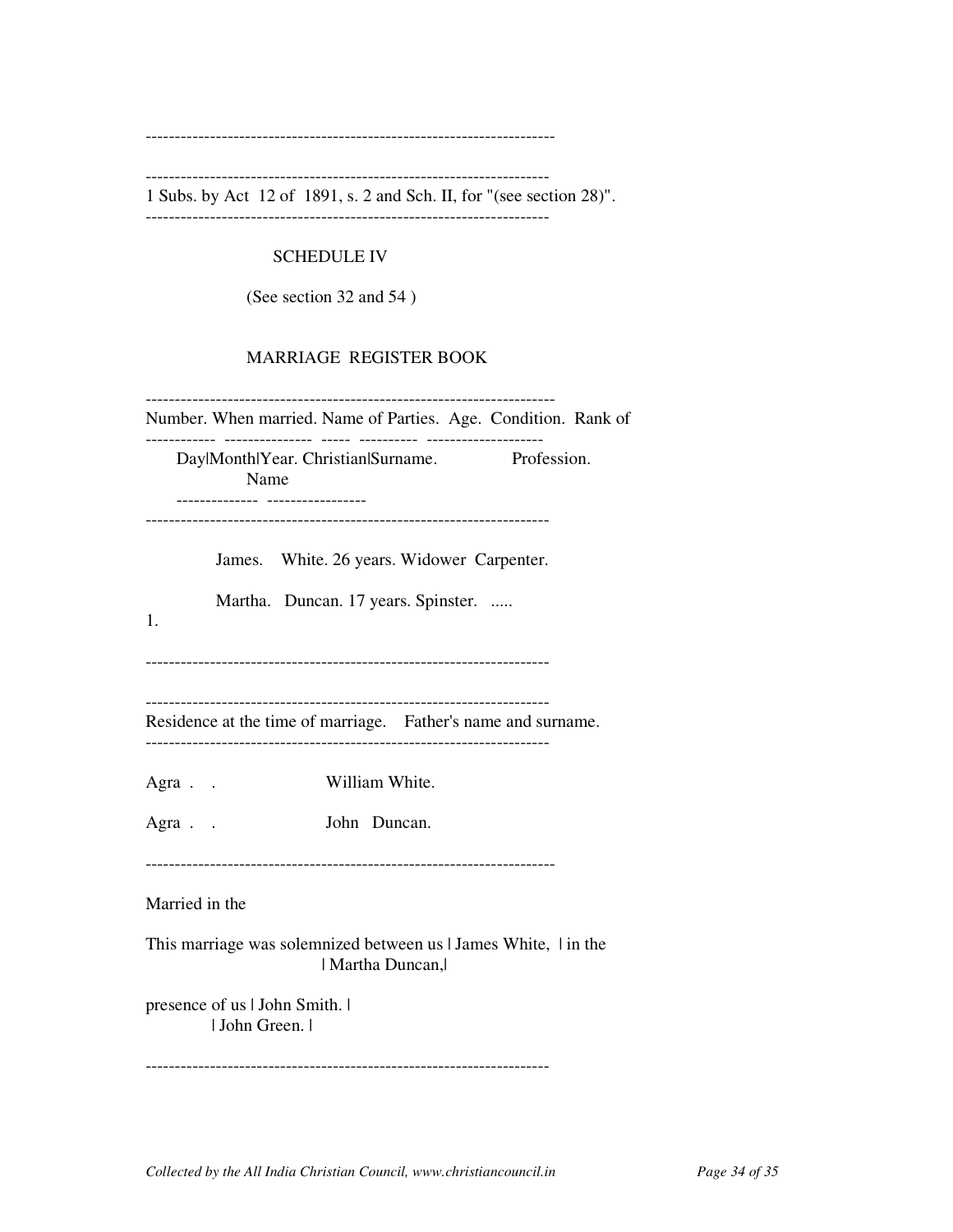1 Subs. by Act 12 of 1891, s. 2 and Sch. II, for "(see section 28)".

## SCHEDULE IV

(See section 32 and 54 )

### MARRIAGE REGISTER BOOK

| Number. | When married. | | | Name of Parties. | | Age. | Condition. | Rank of Profession. |
|---|---|---|---|---|---|---|---|---|
| | Day | Month | Year. | Christian Name | Surname. | | | |
| 1. | | | | James. | White. | 26 years. | Widower | Carpenter. |
| | | | | Martha. | Duncan. | 17 years. | Spinster. | ..... |

| Residence at the time of marriage. | Father's name and surname. |
|---|---|
| Agra . . | William White. |
| Agra . . | John Duncan. |

Married in the

This marriage was solemnized between us | James White, | in the
| Martha Duncan,|

presence of us | John Smith. |
| John Green. |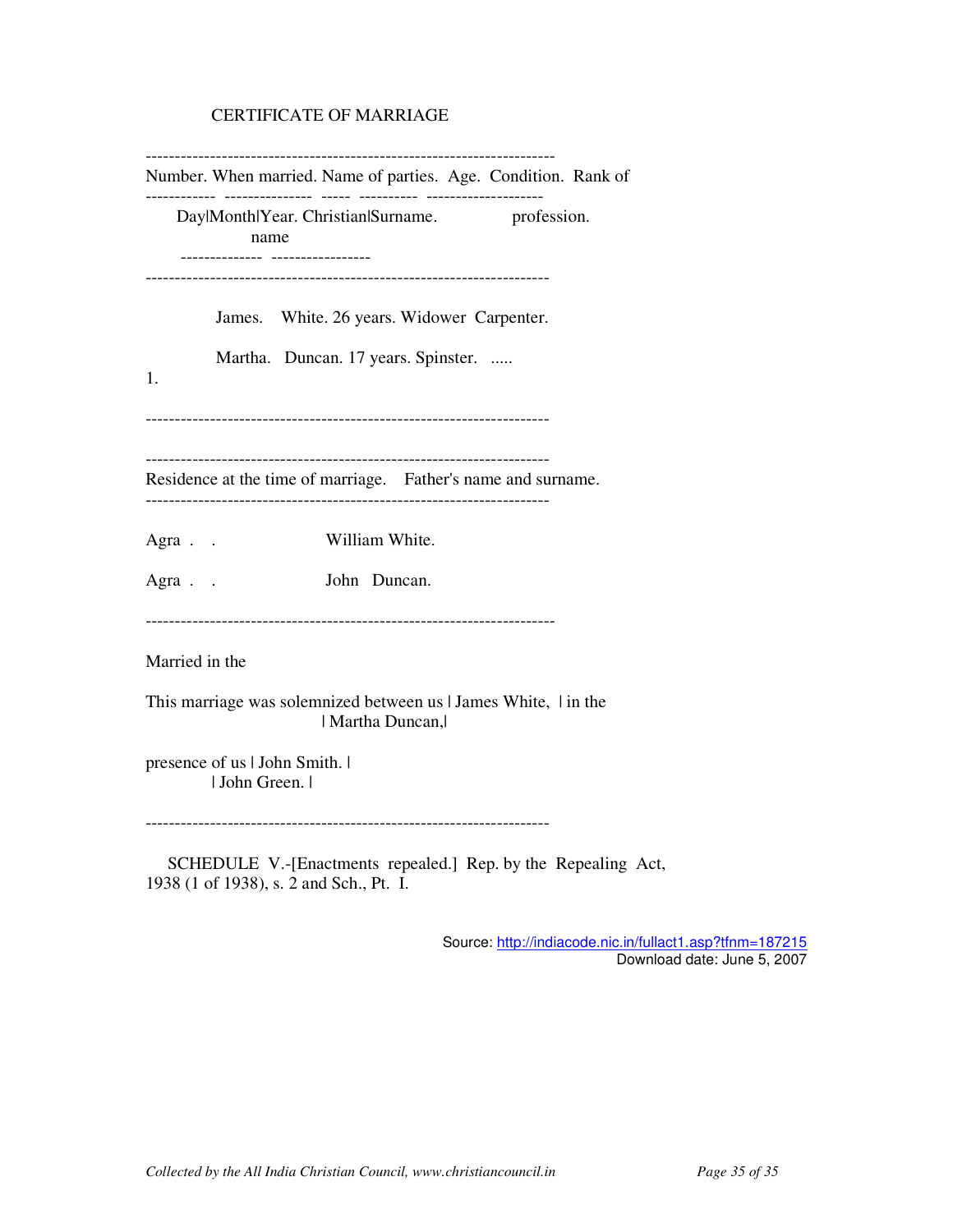CERTIFICATE OF MARRIAGE

| Number. | When married. Day \| Month \| Year. | Name of parties. Christian name | Surname. | Age. | Condition. | Rank of profession. |
|---|---|---|---|---|---|---|
| 1. | | James. | White. | 26 years. | Widower | Carpenter. |
| | | Martha. | Duncan. | 17 years. | Spinster. | ..... |

| Residence at the time of marriage. | Father's name and surname. |
|---|---|
| Agra . . | William White. |
| Agra . . | John Duncan. |

Married in the

This marriage was solemnized between us | James White, | in the
| Martha Duncan,|

presence of us | John Smith. |
| John Green. |

SCHEDULE V.-[Enactments repealed.] Rep. by the Repealing Act, 1938 (1 of 1938), s. 2 and Sch., Pt. I.

Source: http://indiacode.nic.in/fullact1.asp?tfnm=187215
Download date: June 5, 2007

*Collected by the All India Christian Council, www.christiancouncil.in*